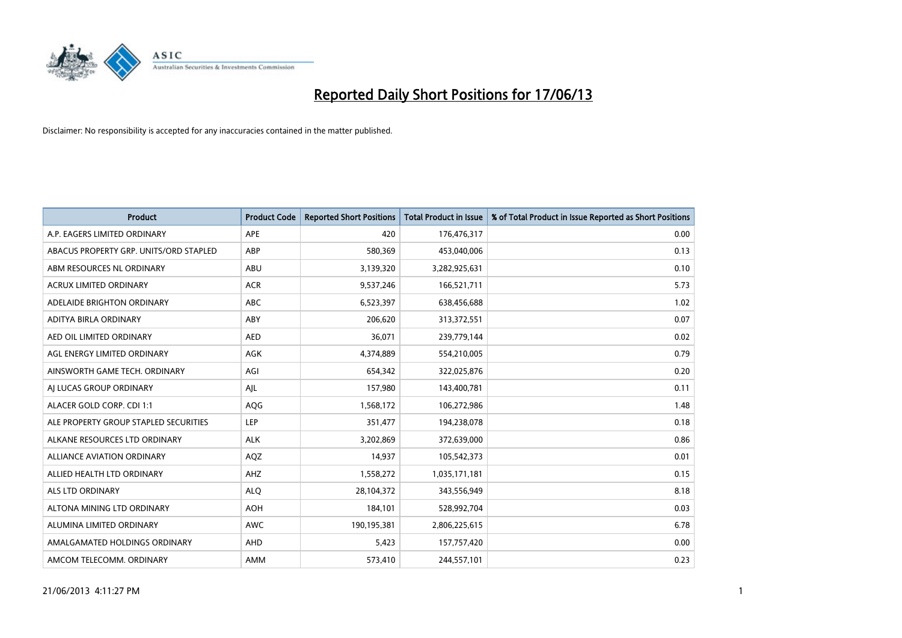# Reported Daily Short Positions for 17/06/13

Disclaimer: No responsibility is accepted for any inaccuracies contained in the matter published.

| Product | Product Code | Reported Short Positions | Total Product in Issue | % of Total Product in Issue Reported as Short Positions |
|---|---|---|---|---|
| A.P. EAGERS LIMITED ORDINARY | APE | 420 | 176,476,317 | 0.00 |
| ABACUS PROPERTY GRP. UNITS/ORD STAPLED | ABP | 580,369 | 453,040,006 | 0.13 |
| ABM RESOURCES NL ORDINARY | ABU | 3,139,320 | 3,282,925,631 | 0.10 |
| ACRUX LIMITED ORDINARY | ACR | 9,537,246 | 166,521,711 | 5.73 |
| ADELAIDE BRIGHTON ORDINARY | ABC | 6,523,397 | 638,456,688 | 1.02 |
| ADITYA BIRLA ORDINARY | ABY | 206,620 | 313,372,551 | 0.07 |
| AED OIL LIMITED ORDINARY | AED | 36,071 | 239,779,144 | 0.02 |
| AGL ENERGY LIMITED ORDINARY | AGK | 4,374,889 | 554,210,005 | 0.79 |
| AINSWORTH GAME TECH. ORDINARY | AGI | 654,342 | 322,025,876 | 0.20 |
| AJ LUCAS GROUP ORDINARY | AJL | 157,980 | 143,400,781 | 0.11 |
| ALACER GOLD CORP. CDI 1:1 | AQG | 1,568,172 | 106,272,986 | 1.48 |
| ALE PROPERTY GROUP STAPLED SECURITIES | LEP | 351,477 | 194,238,078 | 0.18 |
| ALKANE RESOURCES LTD ORDINARY | ALK | 3,202,869 | 372,639,000 | 0.86 |
| ALLIANCE AVIATION ORDINARY | AQZ | 14,937 | 105,542,373 | 0.01 |
| ALLIED HEALTH LTD ORDINARY | AHZ | 1,558,272 | 1,035,171,181 | 0.15 |
| ALS LTD ORDINARY | ALQ | 28,104,372 | 343,556,949 | 8.18 |
| ALTONA MINING LTD ORDINARY | AOH | 184,101 | 528,992,704 | 0.03 |
| ALUMINA LIMITED ORDINARY | AWC | 190,195,381 | 2,806,225,615 | 6.78 |
| AMALGAMATED HOLDINGS ORDINARY | AHD | 5,423 | 157,757,420 | 0.00 |
| AMCOM TELECOMM. ORDINARY | AMM | 573,410 | 244,557,101 | 0.23 |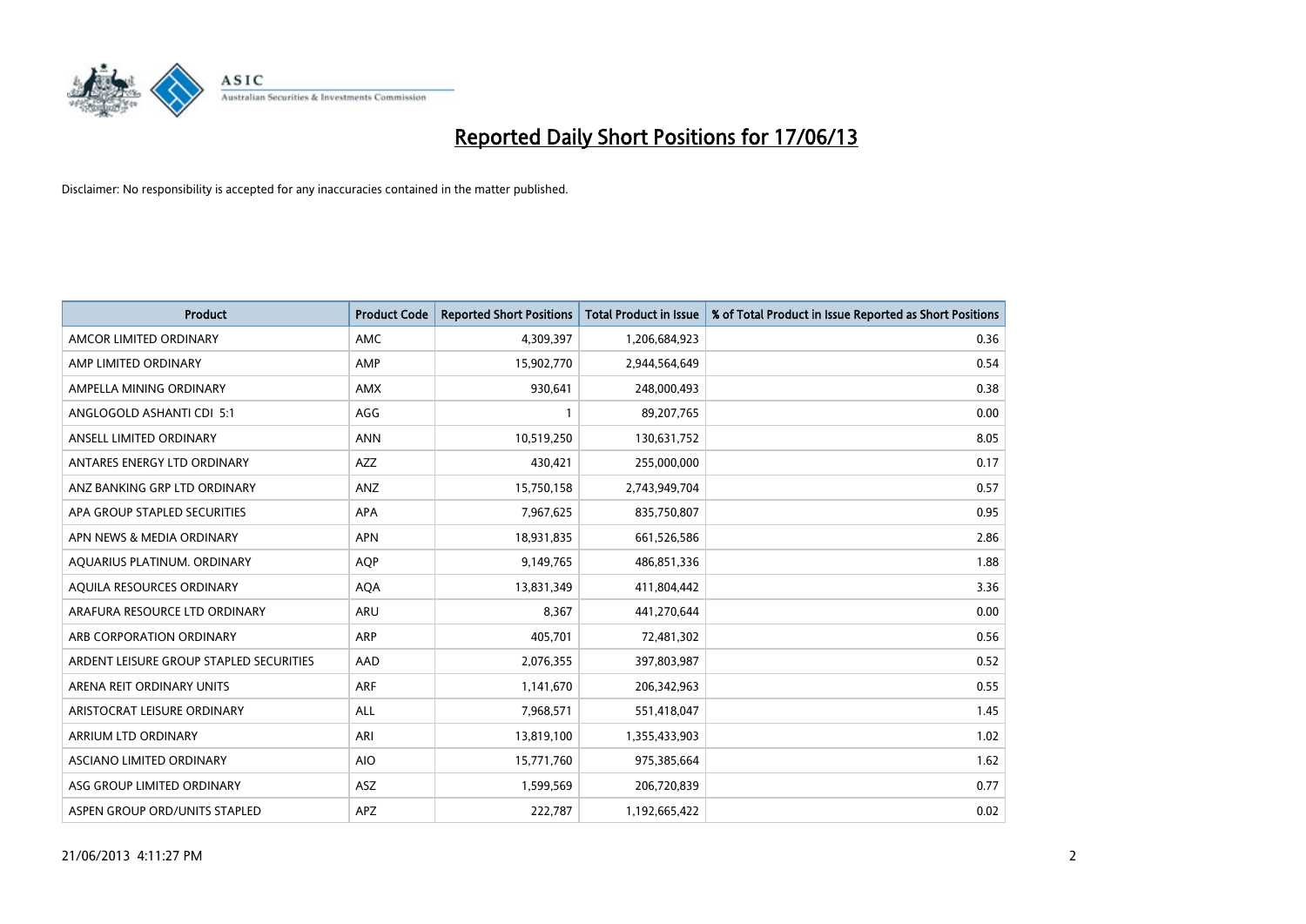# Reported Daily Short Positions for 17/06/13

Disclaimer: No responsibility is accepted for any inaccuracies contained in the matter published.

| Product | Product Code | Reported Short Positions | Total Product in Issue | % of Total Product in Issue Reported as Short Positions |
|---|---|---|---|---|
| AMCOR LIMITED ORDINARY | AMC | 4,309,397 | 1,206,684,923 | 0.36 |
| AMP LIMITED ORDINARY | AMP | 15,902,770 | 2,944,564,649 | 0.54 |
| AMPELLA MINING ORDINARY | AMX | 930,641 | 248,000,493 | 0.38 |
| ANGLOGOLD ASHANTI CDI 5:1 | AGG | 1 | 89,207,765 | 0.00 |
| ANSELL LIMITED ORDINARY | ANN | 10,519,250 | 130,631,752 | 8.05 |
| ANTARES ENERGY LTD ORDINARY | AZZ | 430,421 | 255,000,000 | 0.17 |
| ANZ BANKING GRP LTD ORDINARY | ANZ | 15,750,158 | 2,743,949,704 | 0.57 |
| APA GROUP STAPLED SECURITIES | APA | 7,967,625 | 835,750,807 | 0.95 |
| APN NEWS & MEDIA ORDINARY | APN | 18,931,835 | 661,526,586 | 2.86 |
| AQUARIUS PLATINUM. ORDINARY | AQP | 9,149,765 | 486,851,336 | 1.88 |
| AQUILA RESOURCES ORDINARY | AQA | 13,831,349 | 411,804,442 | 3.36 |
| ARAFURA RESOURCE LTD ORDINARY | ARU | 8,367 | 441,270,644 | 0.00 |
| ARB CORPORATION ORDINARY | ARP | 405,701 | 72,481,302 | 0.56 |
| ARDENT LEISURE GROUP STAPLED SECURITIES | AAD | 2,076,355 | 397,803,987 | 0.52 |
| ARENA REIT ORDINARY UNITS | ARF | 1,141,670 | 206,342,963 | 0.55 |
| ARISTOCRAT LEISURE ORDINARY | ALL | 7,968,571 | 551,418,047 | 1.45 |
| ARRIUM LTD ORDINARY | ARI | 13,819,100 | 1,355,433,903 | 1.02 |
| ASCIANO LIMITED ORDINARY | AIO | 15,771,760 | 975,385,664 | 1.62 |
| ASG GROUP LIMITED ORDINARY | ASZ | 1,599,569 | 206,720,839 | 0.77 |
| ASPEN GROUP ORD/UNITS STAPLED | APZ | 222,787 | 1,192,665,422 | 0.02 |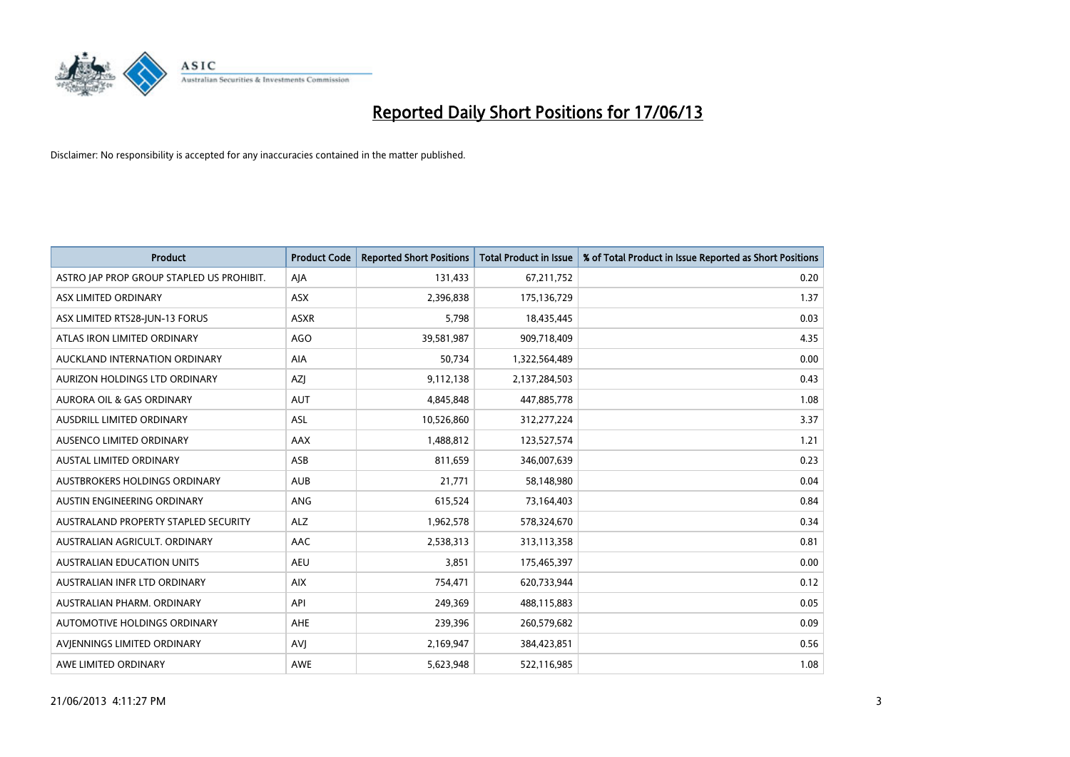# Reported Daily Short Positions for 17/06/13

Disclaimer: No responsibility is accepted for any inaccuracies contained in the matter published.

| Product | Product Code | Reported Short Positions | Total Product in Issue | % of Total Product in Issue Reported as Short Positions |
|---|---|---|---|---|
| ASTRO JAP PROP GROUP STAPLED US PROHIBIT. | AJA | 131,433 | 67,211,752 | 0.20 |
| ASX LIMITED ORDINARY | ASX | 2,396,838 | 175,136,729 | 1.37 |
| ASX LIMITED RTS28-JUN-13 FORUS | ASXR | 5,798 | 18,435,445 | 0.03 |
| ATLAS IRON LIMITED ORDINARY | AGO | 39,581,987 | 909,718,409 | 4.35 |
| AUCKLAND INTERNATION ORDINARY | AIA | 50,734 | 1,322,564,489 | 0.00 |
| AURIZON HOLDINGS LTD ORDINARY | AZJ | 9,112,138 | 2,137,284,503 | 0.43 |
| AURORA OIL & GAS ORDINARY | AUT | 4,845,848 | 447,885,778 | 1.08 |
| AUSDRILL LIMITED ORDINARY | ASL | 10,526,860 | 312,277,224 | 3.37 |
| AUSENCO LIMITED ORDINARY | AAX | 1,488,812 | 123,527,574 | 1.21 |
| AUSTAL LIMITED ORDINARY | ASB | 811,659 | 346,007,639 | 0.23 |
| AUSTBROKERS HOLDINGS ORDINARY | AUB | 21,771 | 58,148,980 | 0.04 |
| AUSTIN ENGINEERING ORDINARY | ANG | 615,524 | 73,164,403 | 0.84 |
| AUSTRALAND PROPERTY STAPLED SECURITY | ALZ | 1,962,578 | 578,324,670 | 0.34 |
| AUSTRALIAN AGRICULT. ORDINARY | AAC | 2,538,313 | 313,113,358 | 0.81 |
| AUSTRALIAN EDUCATION UNITS | AEU | 3,851 | 175,465,397 | 0.00 |
| AUSTRALIAN INFR LTD ORDINARY | AIX | 754,471 | 620,733,944 | 0.12 |
| AUSTRALIAN PHARM. ORDINARY | API | 249,369 | 488,115,883 | 0.05 |
| AUTOMOTIVE HOLDINGS ORDINARY | AHE | 239,396 | 260,579,682 | 0.09 |
| AVJENNINGS LIMITED ORDINARY | AVJ | 2,169,947 | 384,423,851 | 0.56 |
| AWE LIMITED ORDINARY | AWE | 5,623,948 | 522,116,985 | 1.08 |

21/06/2013 4:11:27 PM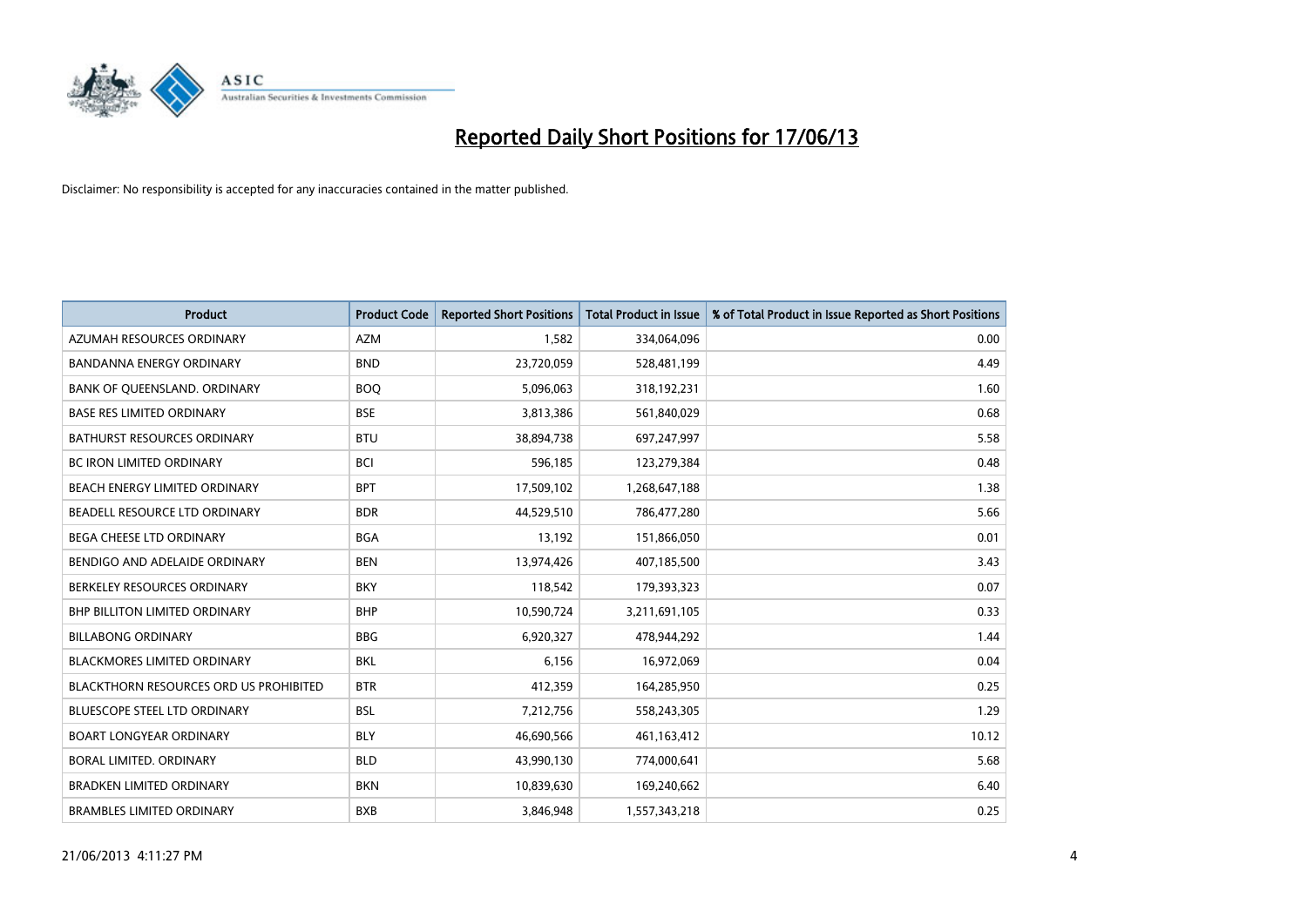# Reported Daily Short Positions for 17/06/13

Disclaimer: No responsibility is accepted for any inaccuracies contained in the matter published.

| Product | Product Code | Reported Short Positions | Total Product in Issue | % of Total Product in Issue Reported as Short Positions |
|---|---|---|---|---|
| AZUMAH RESOURCES ORDINARY | AZM | 1,582 | 334,064,096 | 0.00 |
| BANDANNA ENERGY ORDINARY | BND | 23,720,059 | 528,481,199 | 4.49 |
| BANK OF QUEENSLAND. ORDINARY | BOQ | 5,096,063 | 318,192,231 | 1.60 |
| BASE RES LIMITED ORDINARY | BSE | 3,813,386 | 561,840,029 | 0.68 |
| BATHURST RESOURCES ORDINARY | BTU | 38,894,738 | 697,247,997 | 5.58 |
| BC IRON LIMITED ORDINARY | BCI | 596,185 | 123,279,384 | 0.48 |
| BEACH ENERGY LIMITED ORDINARY | BPT | 17,509,102 | 1,268,647,188 | 1.38 |
| BEADELL RESOURCE LTD ORDINARY | BDR | 44,529,510 | 786,477,280 | 5.66 |
| BEGA CHEESE LTD ORDINARY | BGA | 13,192 | 151,866,050 | 0.01 |
| BENDIGO AND ADELAIDE ORDINARY | BEN | 13,974,426 | 407,185,500 | 3.43 |
| BERKELEY RESOURCES ORDINARY | BKY | 118,542 | 179,393,323 | 0.07 |
| BHP BILLITON LIMITED ORDINARY | BHP | 10,590,724 | 3,211,691,105 | 0.33 |
| BILLABONG ORDINARY | BBG | 6,920,327 | 478,944,292 | 1.44 |
| BLACKMORES LIMITED ORDINARY | BKL | 6,156 | 16,972,069 | 0.04 |
| BLACKTHORN RESOURCES ORD US PROHIBITED | BTR | 412,359 | 164,285,950 | 0.25 |
| BLUESCOPE STEEL LTD ORDINARY | BSL | 7,212,756 | 558,243,305 | 1.29 |
| BOART LONGYEAR ORDINARY | BLY | 46,690,566 | 461,163,412 | 10.12 |
| BORAL LIMITED. ORDINARY | BLD | 43,990,130 | 774,000,641 | 5.68 |
| BRADKEN LIMITED ORDINARY | BKN | 10,839,630 | 169,240,662 | 6.40 |
| BRAMBLES LIMITED ORDINARY | BXB | 3,846,948 | 1,557,343,218 | 0.25 |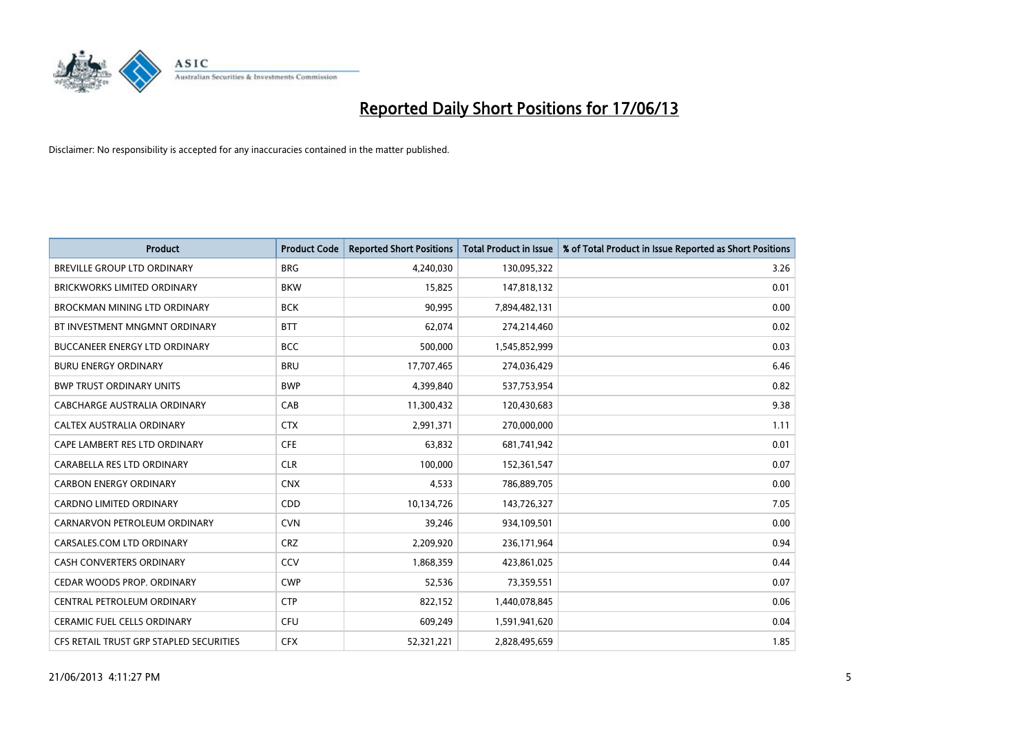# Reported Daily Short Positions for 17/06/13

Disclaimer: No responsibility is accepted for any inaccuracies contained in the matter published.

| Product | Product Code | Reported Short Positions | Total Product in Issue | % of Total Product in Issue Reported as Short Positions |
|---|---|---|---|---|
| BREVILLE GROUP LTD ORDINARY | BRG | 4,240,030 | 130,095,322 | 3.26 |
| BRICKWORKS LIMITED ORDINARY | BKW | 15,825 | 147,818,132 | 0.01 |
| BROCKMAN MINING LTD ORDINARY | BCK | 90,995 | 7,894,482,131 | 0.00 |
| BT INVESTMENT MNGMNT ORDINARY | BTT | 62,074 | 274,214,460 | 0.02 |
| BUCCANEER ENERGY LTD ORDINARY | BCC | 500,000 | 1,545,852,999 | 0.03 |
| BURU ENERGY ORDINARY | BRU | 17,707,465 | 274,036,429 | 6.46 |
| BWP TRUST ORDINARY UNITS | BWP | 4,399,840 | 537,753,954 | 0.82 |
| CABCHARGE AUSTRALIA ORDINARY | CAB | 11,300,432 | 120,430,683 | 9.38 |
| CALTEX AUSTRALIA ORDINARY | CTX | 2,991,371 | 270,000,000 | 1.11 |
| CAPE LAMBERT RES LTD ORDINARY | CFE | 63,832 | 681,741,942 | 0.01 |
| CARABELLA RES LTD ORDINARY | CLR | 100,000 | 152,361,547 | 0.07 |
| CARBON ENERGY ORDINARY | CNX | 4,533 | 786,889,705 | 0.00 |
| CARDNO LIMITED ORDINARY | CDD | 10,134,726 | 143,726,327 | 7.05 |
| CARNARVON PETROLEUM ORDINARY | CVN | 39,246 | 934,109,501 | 0.00 |
| CARSALES.COM LTD ORDINARY | CRZ | 2,209,920 | 236,171,964 | 0.94 |
| CASH CONVERTERS ORDINARY | CCV | 1,868,359 | 423,861,025 | 0.44 |
| CEDAR WOODS PROP. ORDINARY | CWP | 52,536 | 73,359,551 | 0.07 |
| CENTRAL PETROLEUM ORDINARY | CTP | 822,152 | 1,440,078,845 | 0.06 |
| CERAMIC FUEL CELLS ORDINARY | CFU | 609,249 | 1,591,941,620 | 0.04 |
| CFS RETAIL TRUST GRP STAPLED SECURITIES | CFX | 52,321,221 | 2,828,495,659 | 1.85 |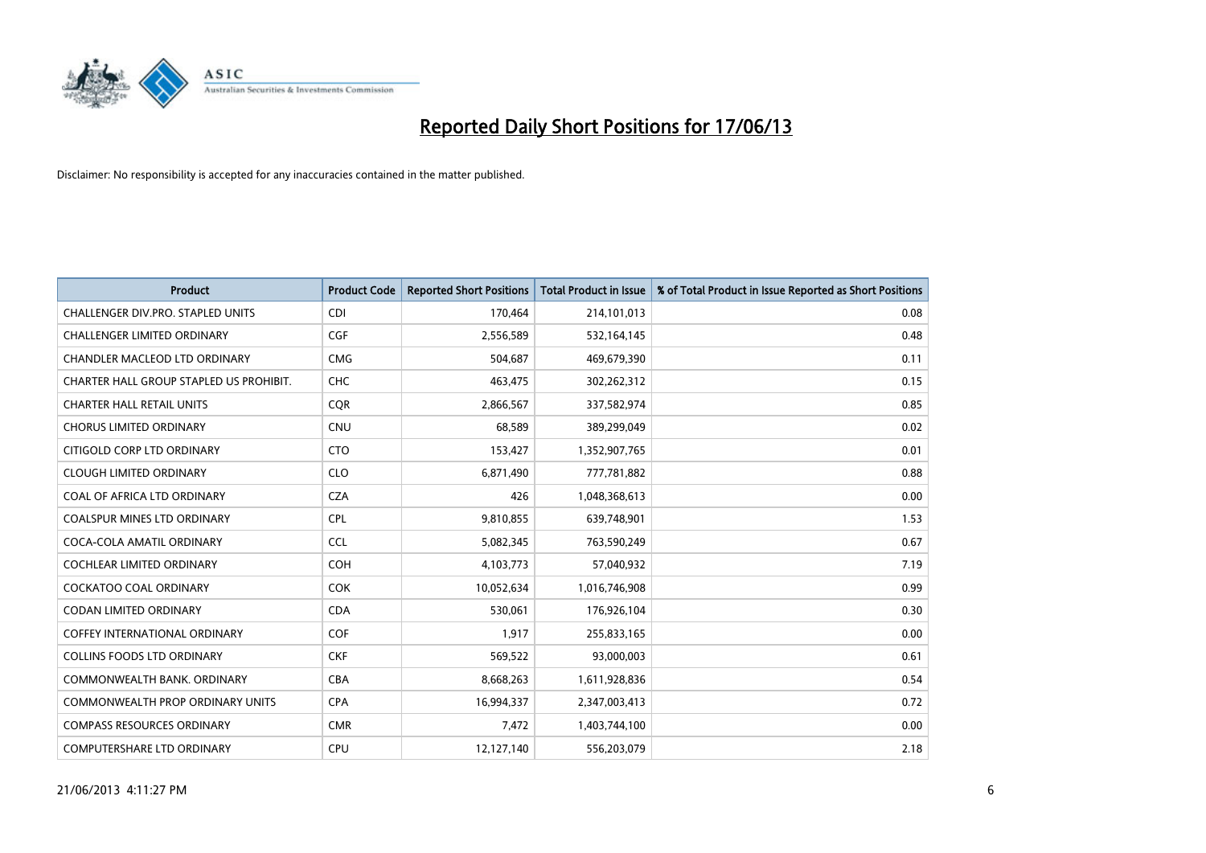# Reported Daily Short Positions for 17/06/13

Disclaimer: No responsibility is accepted for any inaccuracies contained in the matter published.

| Product | Product Code | Reported Short Positions | Total Product in Issue | % of Total Product in Issue Reported as Short Positions |
|---|---|---|---|---|
| CHALLENGER DIV.PRO. STAPLED UNITS | CDI | 170,464 | 214,101,013 | 0.08 |
| CHALLENGER LIMITED ORDINARY | CGF | 2,556,589 | 532,164,145 | 0.48 |
| CHANDLER MACLEOD LTD ORDINARY | CMG | 504,687 | 469,679,390 | 0.11 |
| CHARTER HALL GROUP STAPLED US PROHIBIT. | CHC | 463,475 | 302,262,312 | 0.15 |
| CHARTER HALL RETAIL UNITS | CQR | 2,866,567 | 337,582,974 | 0.85 |
| CHORUS LIMITED ORDINARY | CNU | 68,589 | 389,299,049 | 0.02 |
| CITIGOLD CORP LTD ORDINARY | CTO | 153,427 | 1,352,907,765 | 0.01 |
| CLOUGH LIMITED ORDINARY | CLO | 6,871,490 | 777,781,882 | 0.88 |
| COAL OF AFRICA LTD ORDINARY | CZA | 426 | 1,048,368,613 | 0.00 |
| COALSPUR MINES LTD ORDINARY | CPL | 9,810,855 | 639,748,901 | 1.53 |
| COCA-COLA AMATIL ORDINARY | CCL | 5,082,345 | 763,590,249 | 0.67 |
| COCHLEAR LIMITED ORDINARY | COH | 4,103,773 | 57,040,932 | 7.19 |
| COCKATOO COAL ORDINARY | COK | 10,052,634 | 1,016,746,908 | 0.99 |
| CODAN LIMITED ORDINARY | CDA | 530,061 | 176,926,104 | 0.30 |
| COFFEY INTERNATIONAL ORDINARY | COF | 1,917 | 255,833,165 | 0.00 |
| COLLINS FOODS LTD ORDINARY | CKF | 569,522 | 93,000,003 | 0.61 |
| COMMONWEALTH BANK. ORDINARY | CBA | 8,668,263 | 1,611,928,836 | 0.54 |
| COMMONWEALTH PROP ORDINARY UNITS | CPA | 16,994,337 | 2,347,003,413 | 0.72 |
| COMPASS RESOURCES ORDINARY | CMR | 7,472 | 1,403,744,100 | 0.00 |
| COMPUTERSHARE LTD ORDINARY | CPU | 12,127,140 | 556,203,079 | 2.18 |

21/06/2013 4:11:27 PM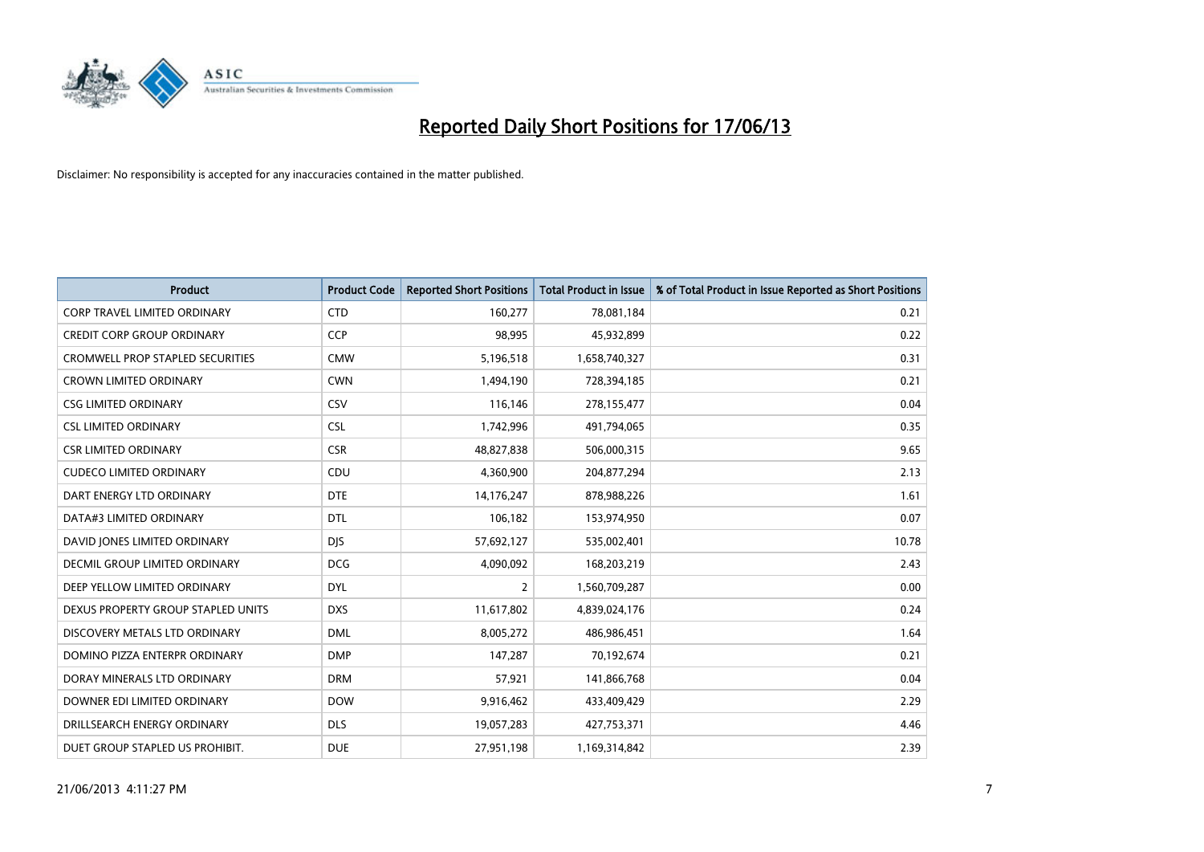# Reported Daily Short Positions for 17/06/13

Disclaimer: No responsibility is accepted for any inaccuracies contained in the matter published.

| Product | Product Code | Reported Short Positions | Total Product in Issue | % of Total Product in Issue Reported as Short Positions |
|---|---|---|---|---|
| CORP TRAVEL LIMITED ORDINARY | CTD | 160,277 | 78,081,184 | 0.21 |
| CREDIT CORP GROUP ORDINARY | CCP | 98,995 | 45,932,899 | 0.22 |
| CROMWELL PROP STAPLED SECURITIES | CMW | 5,196,518 | 1,658,740,327 | 0.31 |
| CROWN LIMITED ORDINARY | CWN | 1,494,190 | 728,394,185 | 0.21 |
| CSG LIMITED ORDINARY | CSV | 116,146 | 278,155,477 | 0.04 |
| CSL LIMITED ORDINARY | CSL | 1,742,996 | 491,794,065 | 0.35 |
| CSR LIMITED ORDINARY | CSR | 48,827,838 | 506,000,315 | 9.65 |
| CUDECO LIMITED ORDINARY | CDU | 4,360,900 | 204,877,294 | 2.13 |
| DART ENERGY LTD ORDINARY | DTE | 14,176,247 | 878,988,226 | 1.61 |
| DATA#3 LIMITED ORDINARY | DTL | 106,182 | 153,974,950 | 0.07 |
| DAVID JONES LIMITED ORDINARY | DJS | 57,692,127 | 535,002,401 | 10.78 |
| DECMIL GROUP LIMITED ORDINARY | DCG | 4,090,092 | 168,203,219 | 2.43 |
| DEEP YELLOW LIMITED ORDINARY | DYL | 2 | 1,560,709,287 | 0.00 |
| DEXUS PROPERTY GROUP STAPLED UNITS | DXS | 11,617,802 | 4,839,024,176 | 0.24 |
| DISCOVERY METALS LTD ORDINARY | DML | 8,005,272 | 486,986,451 | 1.64 |
| DOMINO PIZZA ENTERPR ORDINARY | DMP | 147,287 | 70,192,674 | 0.21 |
| DORAY MINERALS LTD ORDINARY | DRM | 57,921 | 141,866,768 | 0.04 |
| DOWNER EDI LIMITED ORDINARY | DOW | 9,916,462 | 433,409,429 | 2.29 |
| DRILLSEARCH ENERGY ORDINARY | DLS | 19,057,283 | 427,753,371 | 4.46 |
| DUET GROUP STAPLED US PROHIBIT. | DUE | 27,951,198 | 1,169,314,842 | 2.39 |

21/06/2013 4:11:27 PM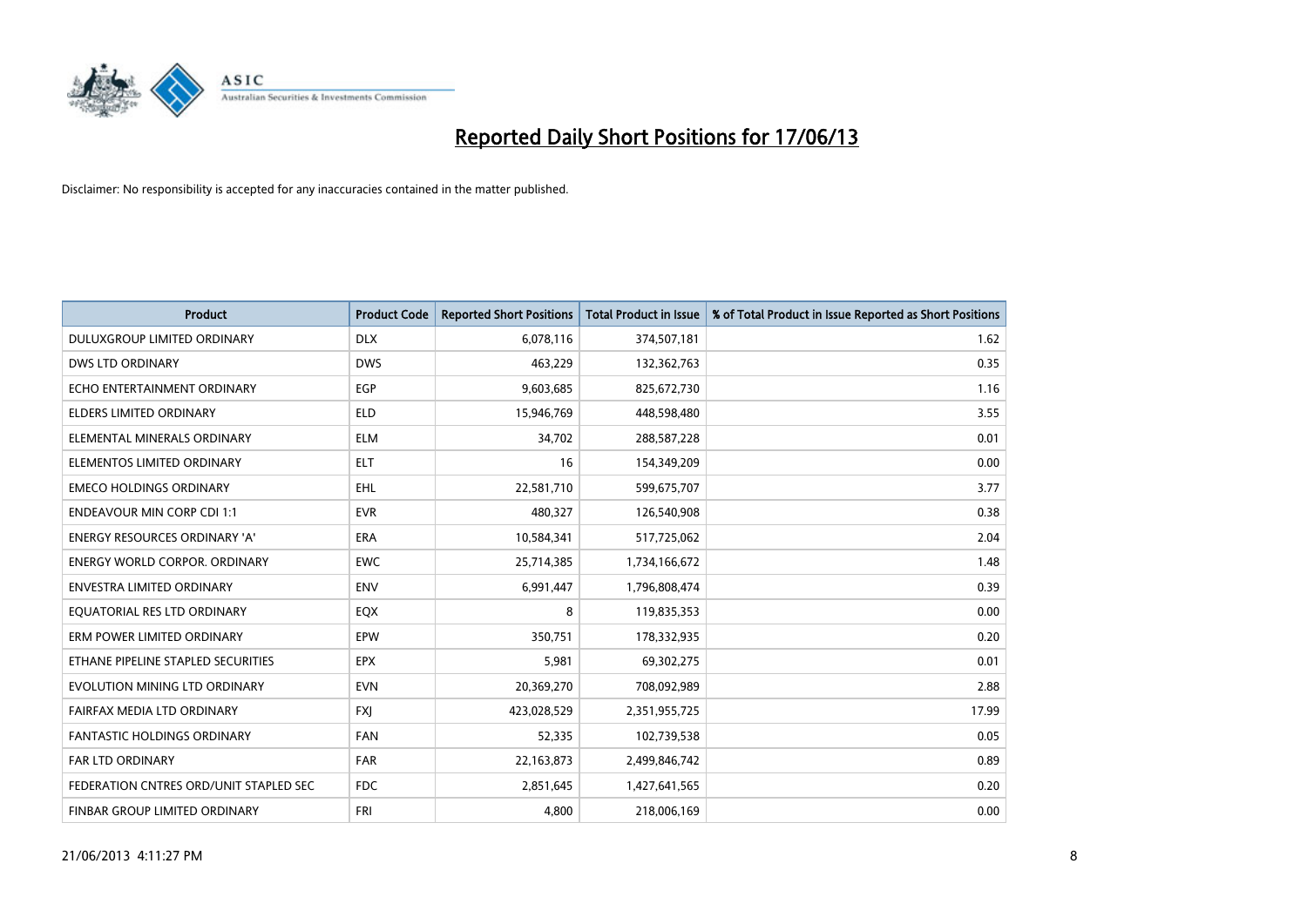# Reported Daily Short Positions for 17/06/13

Disclaimer: No responsibility is accepted for any inaccuracies contained in the matter published.

| Product | Product Code | Reported Short Positions | Total Product in Issue | % of Total Product in Issue Reported as Short Positions |
|---|---|---|---|---|
| DULUXGROUP LIMITED ORDINARY | DLX | 6,078,116 | 374,507,181 | 1.62 |
| DWS LTD ORDINARY | DWS | 463,229 | 132,362,763 | 0.35 |
| ECHO ENTERTAINMENT ORDINARY | EGP | 9,603,685 | 825,672,730 | 1.16 |
| ELDERS LIMITED ORDINARY | ELD | 15,946,769 | 448,598,480 | 3.55 |
| ELEMENTAL MINERALS ORDINARY | ELM | 34,702 | 288,587,228 | 0.01 |
| ELEMENTOS LIMITED ORDINARY | ELT | 16 | 154,349,209 | 0.00 |
| EMECO HOLDINGS ORDINARY | EHL | 22,581,710 | 599,675,707 | 3.77 |
| ENDEAVOUR MIN CORP CDI 1:1 | EVR | 480,327 | 126,540,908 | 0.38 |
| ENERGY RESOURCES ORDINARY 'A' | ERA | 10,584,341 | 517,725,062 | 2.04 |
| ENERGY WORLD CORPOR. ORDINARY | EWC | 25,714,385 | 1,734,166,672 | 1.48 |
| ENVESTRA LIMITED ORDINARY | ENV | 6,991,447 | 1,796,808,474 | 0.39 |
| EQUATORIAL RES LTD ORDINARY | EQX | 8 | 119,835,353 | 0.00 |
| ERM POWER LIMITED ORDINARY | EPW | 350,751 | 178,332,935 | 0.20 |
| ETHANE PIPELINE STAPLED SECURITIES | EPX | 5,981 | 69,302,275 | 0.01 |
| EVOLUTION MINING LTD ORDINARY | EVN | 20,369,270 | 708,092,989 | 2.88 |
| FAIRFAX MEDIA LTD ORDINARY | FXJ | 423,028,529 | 2,351,955,725 | 17.99 |
| FANTASTIC HOLDINGS ORDINARY | FAN | 52,335 | 102,739,538 | 0.05 |
| FAR LTD ORDINARY | FAR | 22,163,873 | 2,499,846,742 | 0.89 |
| FEDERATION CNTRES ORD/UNIT STAPLED SEC | FDC | 2,851,645 | 1,427,641,565 | 0.20 |
| FINBAR GROUP LIMITED ORDINARY | FRI | 4,800 | 218,006,169 | 0.00 |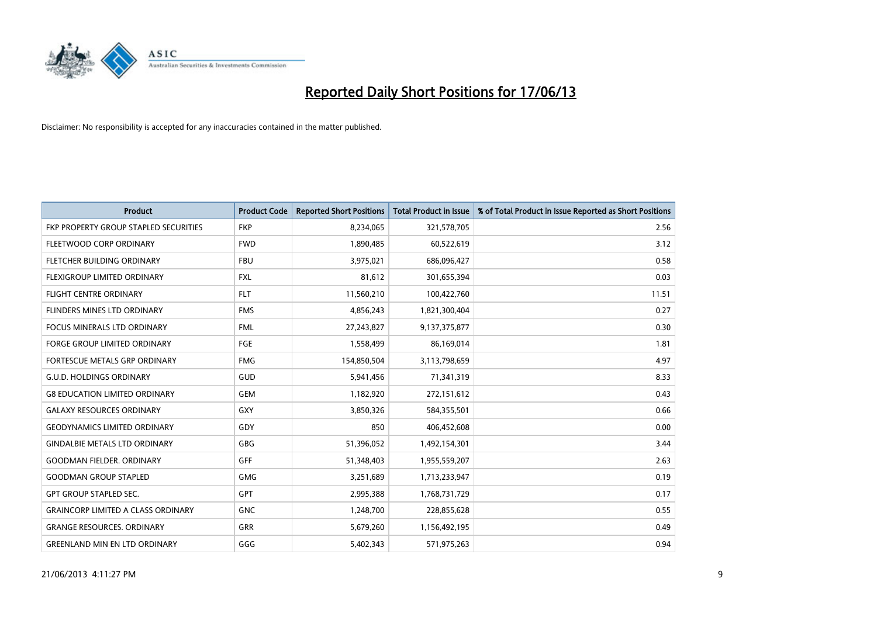# Reported Daily Short Positions for 17/06/13

Disclaimer: No responsibility is accepted for any inaccuracies contained in the matter published.

| Product | Product Code | Reported Short Positions | Total Product in Issue | % of Total Product in Issue Reported as Short Positions |
|---|---|---|---|---|
| FKP PROPERTY GROUP STAPLED SECURITIES | FKP | 8,234,065 | 321,578,705 | 2.56 |
| FLEETWOOD CORP ORDINARY | FWD | 1,890,485 | 60,522,619 | 3.12 |
| FLETCHER BUILDING ORDINARY | FBU | 3,975,021 | 686,096,427 | 0.58 |
| FLEXIGROUP LIMITED ORDINARY | FXL | 81,612 | 301,655,394 | 0.03 |
| FLIGHT CENTRE ORDINARY | FLT | 11,560,210 | 100,422,760 | 11.51 |
| FLINDERS MINES LTD ORDINARY | FMS | 4,856,243 | 1,821,300,404 | 0.27 |
| FOCUS MINERALS LTD ORDINARY | FML | 27,243,827 | 9,137,375,877 | 0.30 |
| FORGE GROUP LIMITED ORDINARY | FGE | 1,558,499 | 86,169,014 | 1.81 |
| FORTESCUE METALS GRP ORDINARY | FMG | 154,850,504 | 3,113,798,659 | 4.97 |
| G.U.D. HOLDINGS ORDINARY | GUD | 5,941,456 | 71,341,319 | 8.33 |
| G8 EDUCATION LIMITED ORDINARY | GEM | 1,182,920 | 272,151,612 | 0.43 |
| GALAXY RESOURCES ORDINARY | GXY | 3,850,326 | 584,355,501 | 0.66 |
| GEODYNAMICS LIMITED ORDINARY | GDY | 850 | 406,452,608 | 0.00 |
| GINDALBIE METALS LTD ORDINARY | GBG | 51,396,052 | 1,492,154,301 | 3.44 |
| GOODMAN FIELDER. ORDINARY | GFF | 51,348,403 | 1,955,559,207 | 2.63 |
| GOODMAN GROUP STAPLED | GMG | 3,251,689 | 1,713,233,947 | 0.19 |
| GPT GROUP STAPLED SEC. | GPT | 2,995,388 | 1,768,731,729 | 0.17 |
| GRAINCORP LIMITED A CLASS ORDINARY | GNC | 1,248,700 | 228,855,628 | 0.55 |
| GRANGE RESOURCES. ORDINARY | GRR | 5,679,260 | 1,156,492,195 | 0.49 |
| GREENLAND MIN EN LTD ORDINARY | GGG | 5,402,343 | 571,975,263 | 0.94 |

21/06/2013 4:11:27 PM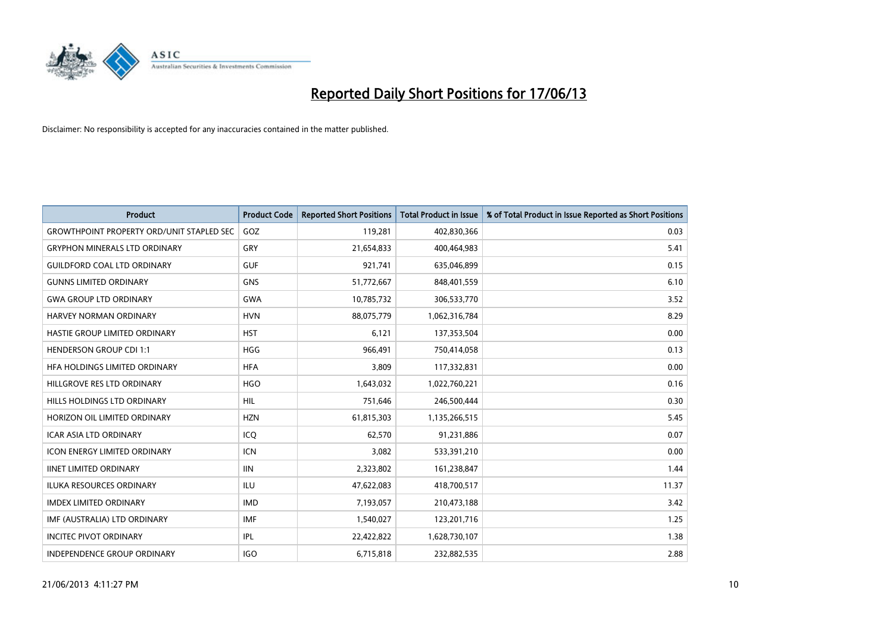# Reported Daily Short Positions for 17/06/13

Disclaimer: No responsibility is accepted for any inaccuracies contained in the matter published.

| Product | Product Code | Reported Short Positions | Total Product in Issue | % of Total Product in Issue Reported as Short Positions |
|---|---|---|---|---|
| GROWTHPOINT PROPERTY ORD/UNIT STAPLED SEC | GOZ | 119,281 | 402,830,366 | 0.03 |
| GRYPHON MINERALS LTD ORDINARY | GRY | 21,654,833 | 400,464,983 | 5.41 |
| GUILDFORD COAL LTD ORDINARY | GUF | 921,741 | 635,046,899 | 0.15 |
| GUNNS LIMITED ORDINARY | GNS | 51,772,667 | 848,401,559 | 6.10 |
| GWA GROUP LTD ORDINARY | GWA | 10,785,732 | 306,533,770 | 3.52 |
| HARVEY NORMAN ORDINARY | HVN | 88,075,779 | 1,062,316,784 | 8.29 |
| HASTIE GROUP LIMITED ORDINARY | HST | 6,121 | 137,353,504 | 0.00 |
| HENDERSON GROUP CDI 1:1 | HGG | 966,491 | 750,414,058 | 0.13 |
| HFA HOLDINGS LIMITED ORDINARY | HFA | 3,809 | 117,332,831 | 0.00 |
| HILLGROVE RES LTD ORDINARY | HGO | 1,643,032 | 1,022,760,221 | 0.16 |
| HILLS HOLDINGS LTD ORDINARY | HIL | 751,646 | 246,500,444 | 0.30 |
| HORIZON OIL LIMITED ORDINARY | HZN | 61,815,303 | 1,135,266,515 | 5.45 |
| ICAR ASIA LTD ORDINARY | ICQ | 62,570 | 91,231,886 | 0.07 |
| ICON ENERGY LIMITED ORDINARY | ICN | 3,082 | 533,391,210 | 0.00 |
| IINET LIMITED ORDINARY | IIN | 2,323,802 | 161,238,847 | 1.44 |
| ILUKA RESOURCES ORDINARY | ILU | 47,622,083 | 418,700,517 | 11.37 |
| IMDEX LIMITED ORDINARY | IMD | 7,193,057 | 210,473,188 | 3.42 |
| IMF (AUSTRALIA) LTD ORDINARY | IMF | 1,540,027 | 123,201,716 | 1.25 |
| INCITEC PIVOT ORDINARY | IPL | 22,422,822 | 1,628,730,107 | 1.38 |
| INDEPENDENCE GROUP ORDINARY | IGO | 6,715,818 | 232,882,535 | 2.88 |

21/06/2013 4:11:27 PM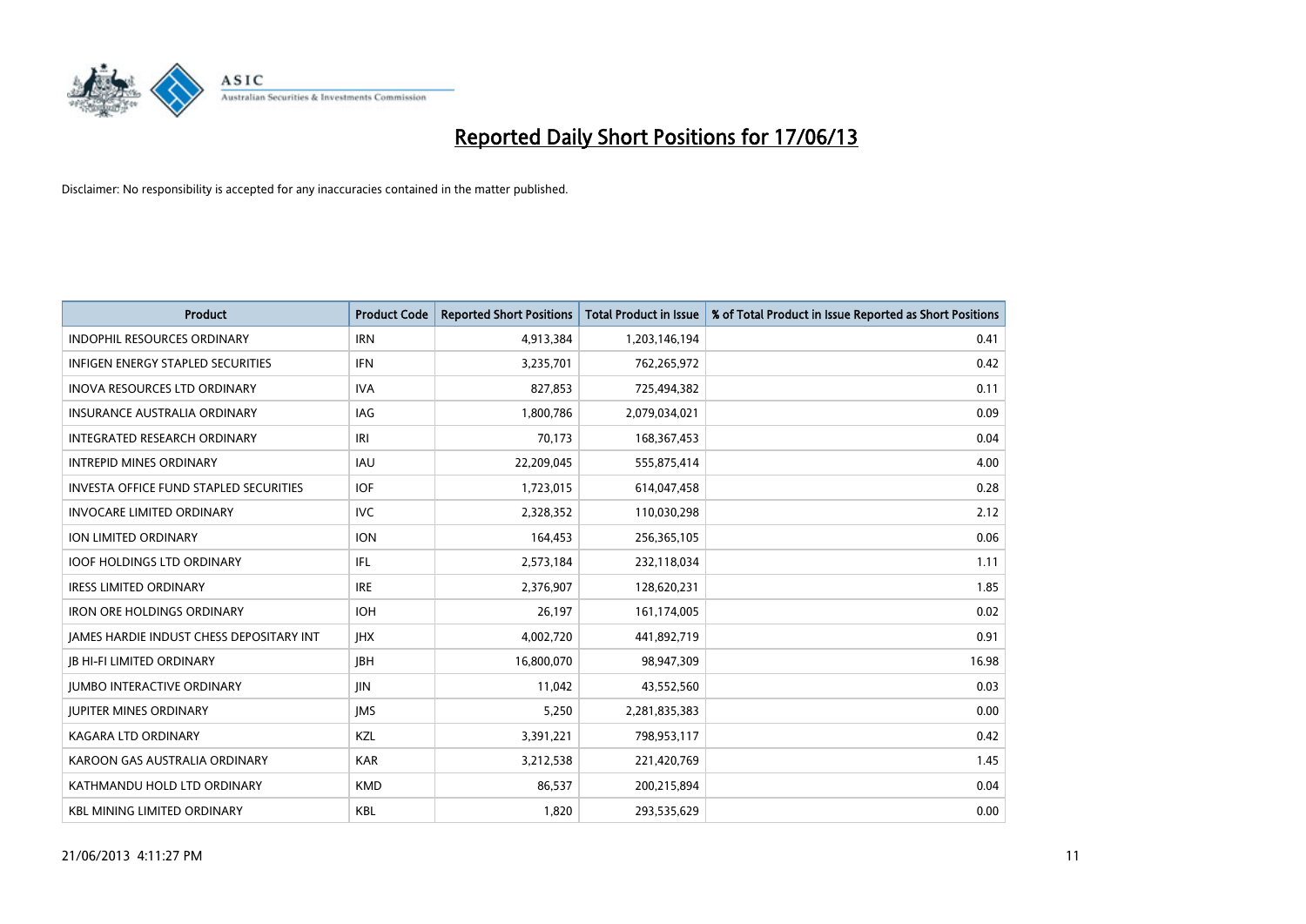# Reported Daily Short Positions for 17/06/13

Disclaimer: No responsibility is accepted for any inaccuracies contained in the matter published.

| Product | Product Code | Reported Short Positions | Total Product in Issue | % of Total Product in Issue Reported as Short Positions |
|---|---|---|---|---|
| INDOPHIL RESOURCES ORDINARY | IRN | 4,913,384 | 1,203,146,194 | 0.41 |
| INFIGEN ENERGY STAPLED SECURITIES | IFN | 3,235,701 | 762,265,972 | 0.42 |
| INOVA RESOURCES LTD ORDINARY | IVA | 827,853 | 725,494,382 | 0.11 |
| INSURANCE AUSTRALIA ORDINARY | IAG | 1,800,786 | 2,079,034,021 | 0.09 |
| INTEGRATED RESEARCH ORDINARY | IRI | 70,173 | 168,367,453 | 0.04 |
| INTREPID MINES ORDINARY | IAU | 22,209,045 | 555,875,414 | 4.00 |
| INVESTA OFFICE FUND STAPLED SECURITIES | IOF | 1,723,015 | 614,047,458 | 0.28 |
| INVOCARE LIMITED ORDINARY | IVC | 2,328,352 | 110,030,298 | 2.12 |
| ION LIMITED ORDINARY | ION | 164,453 | 256,365,105 | 0.06 |
| IOOF HOLDINGS LTD ORDINARY | IFL | 2,573,184 | 232,118,034 | 1.11 |
| IRESS LIMITED ORDINARY | IRE | 2,376,907 | 128,620,231 | 1.85 |
| IRON ORE HOLDINGS ORDINARY | IOH | 26,197 | 161,174,005 | 0.02 |
| JAMES HARDIE INDUST CHESS DEPOSITARY INT | JHX | 4,002,720 | 441,892,719 | 0.91 |
| JB HI-FI LIMITED ORDINARY | JBH | 16,800,070 | 98,947,309 | 16.98 |
| JUMBO INTERACTIVE ORDINARY | JIN | 11,042 | 43,552,560 | 0.03 |
| JUPITER MINES ORDINARY | JMS | 5,250 | 2,281,835,383 | 0.00 |
| KAGARA LTD ORDINARY | KZL | 3,391,221 | 798,953,117 | 0.42 |
| KAROON GAS AUSTRALIA ORDINARY | KAR | 3,212,538 | 221,420,769 | 1.45 |
| KATHMANDU HOLD LTD ORDINARY | KMD | 86,537 | 200,215,894 | 0.04 |
| KBL MINING LIMITED ORDINARY | KBL | 1,820 | 293,535,629 | 0.00 |

21/06/2013 4:11:27 PM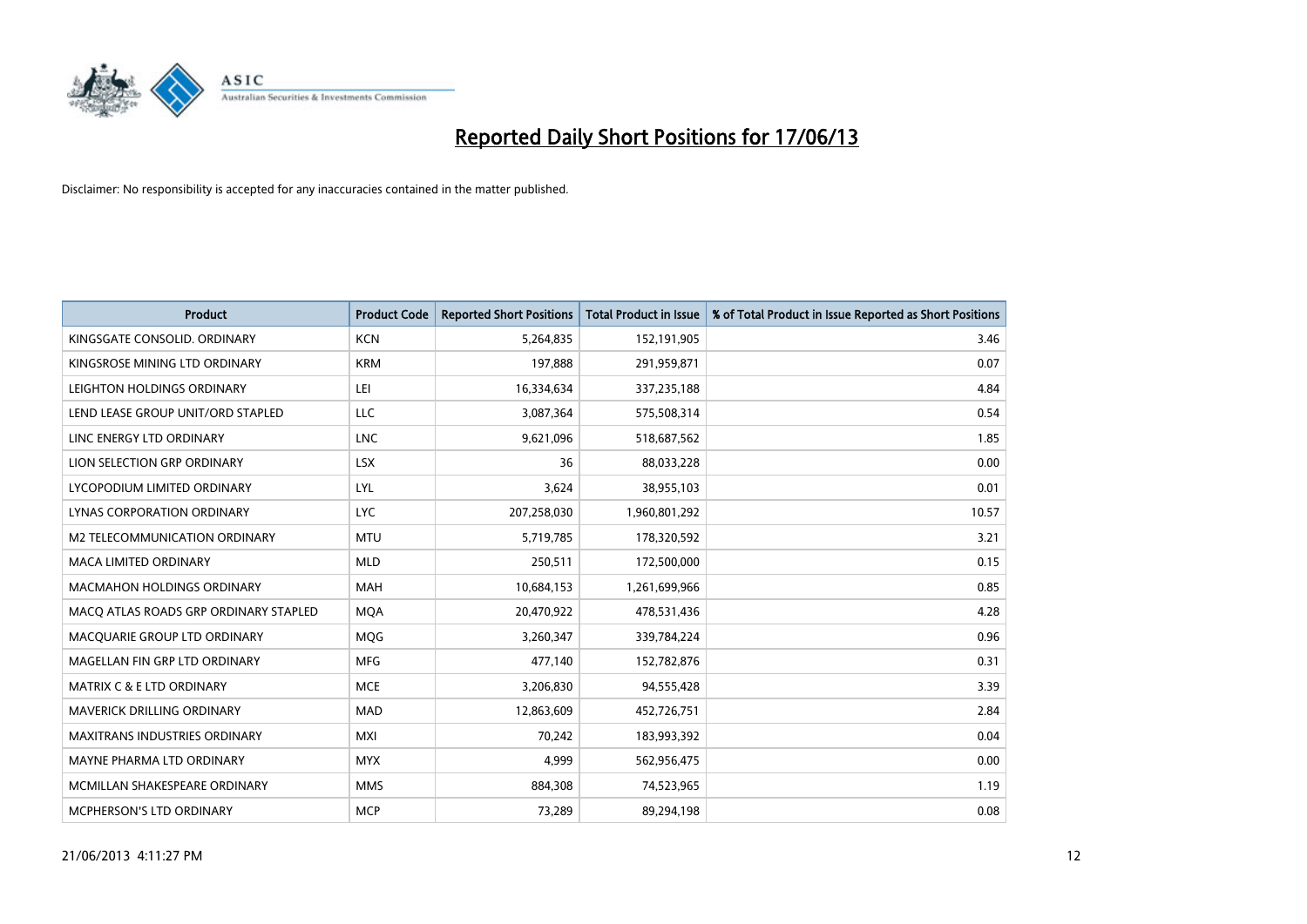# Reported Daily Short Positions for 17/06/13

Disclaimer: No responsibility is accepted for any inaccuracies contained in the matter published.

| Product | Product Code | Reported Short Positions | Total Product in Issue | % of Total Product in Issue Reported as Short Positions |
|---|---|---|---|---|
| KINGSGATE CONSOLID. ORDINARY | KCN | 5,264,835 | 152,191,905 | 3.46 |
| KINGSROSE MINING LTD ORDINARY | KRM | 197,888 | 291,959,871 | 0.07 |
| LEIGHTON HOLDINGS ORDINARY | LEI | 16,334,634 | 337,235,188 | 4.84 |
| LEND LEASE GROUP UNIT/ORD STAPLED | LLC | 3,087,364 | 575,508,314 | 0.54 |
| LINC ENERGY LTD ORDINARY | LNC | 9,621,096 | 518,687,562 | 1.85 |
| LION SELECTION GRP ORDINARY | LSX | 36 | 88,033,228 | 0.00 |
| LYCOPODIUM LIMITED ORDINARY | LYL | 3,624 | 38,955,103 | 0.01 |
| LYNAS CORPORATION ORDINARY | LYC | 207,258,030 | 1,960,801,292 | 10.57 |
| M2 TELECOMMUNICATION ORDINARY | MTU | 5,719,785 | 178,320,592 | 3.21 |
| MACA LIMITED ORDINARY | MLD | 250,511 | 172,500,000 | 0.15 |
| MACMAHON HOLDINGS ORDINARY | MAH | 10,684,153 | 1,261,699,966 | 0.85 |
| MACQ ATLAS ROADS GRP ORDINARY STAPLED | MQA | 20,470,922 | 478,531,436 | 4.28 |
| MACQUARIE GROUP LTD ORDINARY | MQG | 3,260,347 | 339,784,224 | 0.96 |
| MAGELLAN FIN GRP LTD ORDINARY | MFG | 477,140 | 152,782,876 | 0.31 |
| MATRIX C & E LTD ORDINARY | MCE | 3,206,830 | 94,555,428 | 3.39 |
| MAVERICK DRILLING ORDINARY | MAD | 12,863,609 | 452,726,751 | 2.84 |
| MAXITRANS INDUSTRIES ORDINARY | MXI | 70,242 | 183,993,392 | 0.04 |
| MAYNE PHARMA LTD ORDINARY | MYX | 4,999 | 562,956,475 | 0.00 |
| MCMILLAN SHAKESPEARE ORDINARY | MMS | 884,308 | 74,523,965 | 1.19 |
| MCPHERSON'S LTD ORDINARY | MCP | 73,289 | 89,294,198 | 0.08 |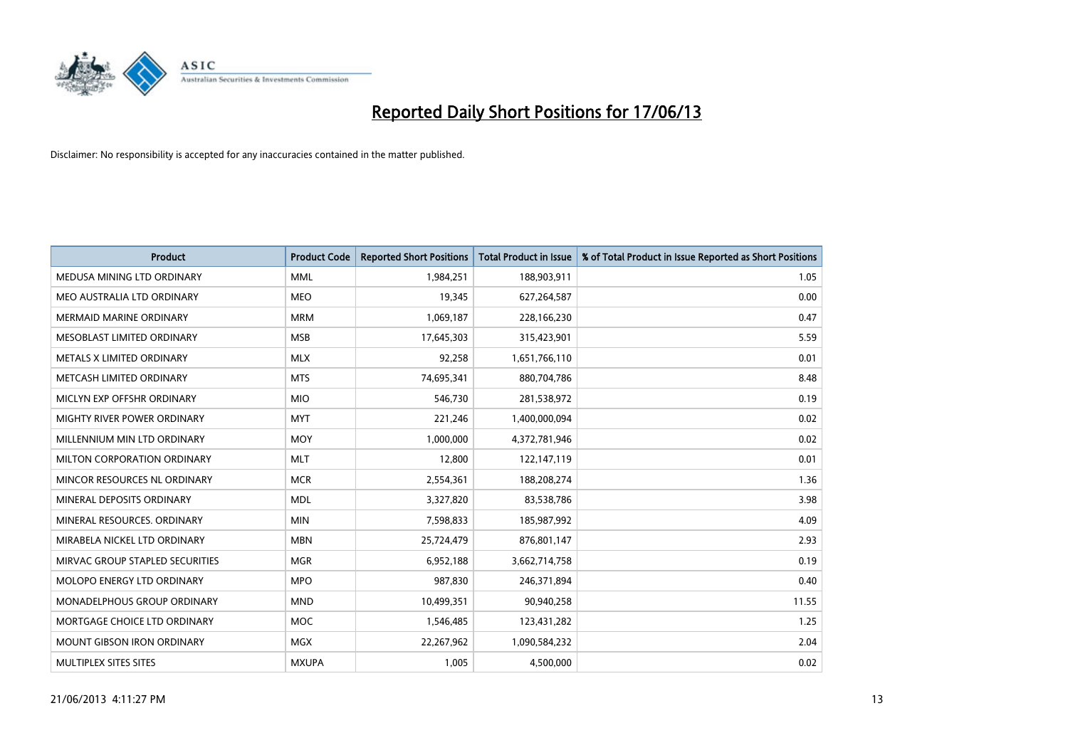# Reported Daily Short Positions for 17/06/13

Disclaimer: No responsibility is accepted for any inaccuracies contained in the matter published.

| Product | Product Code | Reported Short Positions | Total Product in Issue | % of Total Product in Issue Reported as Short Positions |
|---|---|---|---|---|
| MEDUSA MINING LTD ORDINARY | MML | 1,984,251 | 188,903,911 | 1.05 |
| MEO AUSTRALIA LTD ORDINARY | MEO | 19,345 | 627,264,587 | 0.00 |
| MERMAID MARINE ORDINARY | MRM | 1,069,187 | 228,166,230 | 0.47 |
| MESOBLAST LIMITED ORDINARY | MSB | 17,645,303 | 315,423,901 | 5.59 |
| METALS X LIMITED ORDINARY | MLX | 92,258 | 1,651,766,110 | 0.01 |
| METCASH LIMITED ORDINARY | MTS | 74,695,341 | 880,704,786 | 8.48 |
| MICLYN EXP OFFSHR ORDINARY | MIO | 546,730 | 281,538,972 | 0.19 |
| MIGHTY RIVER POWER ORDINARY | MYT | 221,246 | 1,400,000,094 | 0.02 |
| MILLENNIUM MIN LTD ORDINARY | MOY | 1,000,000 | 4,372,781,946 | 0.02 |
| MILTON CORPORATION ORDINARY | MLT | 12,800 | 122,147,119 | 0.01 |
| MINCOR RESOURCES NL ORDINARY | MCR | 2,554,361 | 188,208,274 | 1.36 |
| MINERAL DEPOSITS ORDINARY | MDL | 3,327,820 | 83,538,786 | 3.98 |
| MINERAL RESOURCES. ORDINARY | MIN | 7,598,833 | 185,987,992 | 4.09 |
| MIRABELA NICKEL LTD ORDINARY | MBN | 25,724,479 | 876,801,147 | 2.93 |
| MIRVAC GROUP STAPLED SECURITIES | MGR | 6,952,188 | 3,662,714,758 | 0.19 |
| MOLOPO ENERGY LTD ORDINARY | MPO | 987,830 | 246,371,894 | 0.40 |
| MONADELPHOUS GROUP ORDINARY | MND | 10,499,351 | 90,940,258 | 11.55 |
| MORTGAGE CHOICE LTD ORDINARY | MOC | 1,546,485 | 123,431,282 | 1.25 |
| MOUNT GIBSON IRON ORDINARY | MGX | 22,267,962 | 1,090,584,232 | 2.04 |
| MULTIPLEX SITES SITES | MXUPA | 1,005 | 4,500,000 | 0.02 |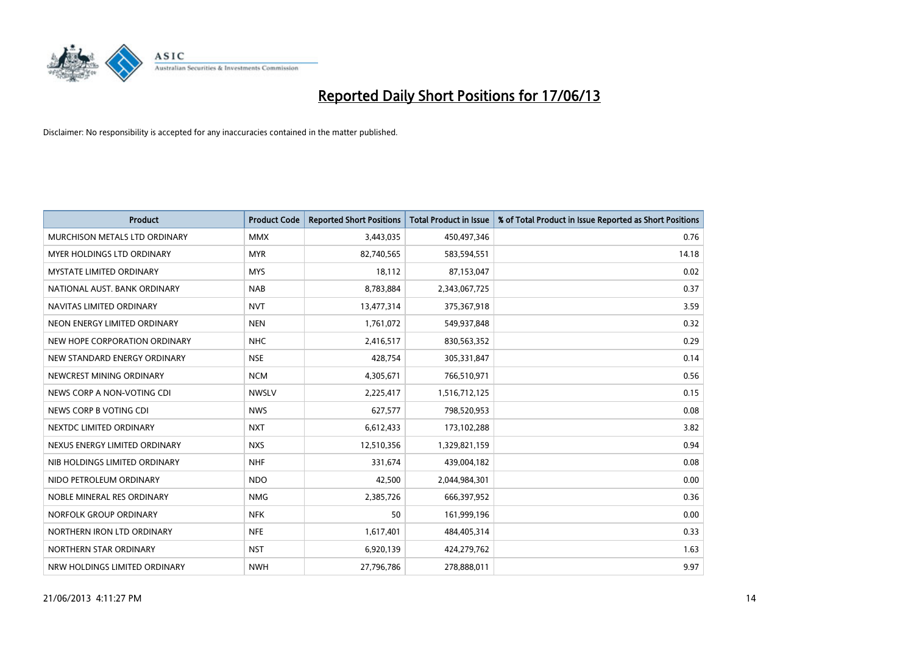# Reported Daily Short Positions for 17/06/13

Disclaimer: No responsibility is accepted for any inaccuracies contained in the matter published.

| Product | Product Code | Reported Short Positions | Total Product in Issue | % of Total Product in Issue Reported as Short Positions |
|---|---|---|---|---|
| MURCHISON METALS LTD ORDINARY | MMX | 3,443,035 | 450,497,346 | 0.76 |
| MYER HOLDINGS LTD ORDINARY | MYR | 82,740,565 | 583,594,551 | 14.18 |
| MYSTATE LIMITED ORDINARY | MYS | 18,112 | 87,153,047 | 0.02 |
| NATIONAL AUST. BANK ORDINARY | NAB | 8,783,884 | 2,343,067,725 | 0.37 |
| NAVITAS LIMITED ORDINARY | NVT | 13,477,314 | 375,367,918 | 3.59 |
| NEON ENERGY LIMITED ORDINARY | NEN | 1,761,072 | 549,937,848 | 0.32 |
| NEW HOPE CORPORATION ORDINARY | NHC | 2,416,517 | 830,563,352 | 0.29 |
| NEW STANDARD ENERGY ORDINARY | NSE | 428,754 | 305,331,847 | 0.14 |
| NEWCREST MINING ORDINARY | NCM | 4,305,671 | 766,510,971 | 0.56 |
| NEWS CORP A NON-VOTING CDI | NWSLV | 2,225,417 | 1,516,712,125 | 0.15 |
| NEWS CORP B VOTING CDI | NWS | 627,577 | 798,520,953 | 0.08 |
| NEXTDC LIMITED ORDINARY | NXT | 6,612,433 | 173,102,288 | 3.82 |
| NEXUS ENERGY LIMITED ORDINARY | NXS | 12,510,356 | 1,329,821,159 | 0.94 |
| NIB HOLDINGS LIMITED ORDINARY | NHF | 331,674 | 439,004,182 | 0.08 |
| NIDO PETROLEUM ORDINARY | NDO | 42,500 | 2,044,984,301 | 0.00 |
| NOBLE MINERAL RES ORDINARY | NMG | 2,385,726 | 666,397,952 | 0.36 |
| NORFOLK GROUP ORDINARY | NFK | 50 | 161,999,196 | 0.00 |
| NORTHERN IRON LTD ORDINARY | NFE | 1,617,401 | 484,405,314 | 0.33 |
| NORTHERN STAR ORDINARY | NST | 6,920,139 | 424,279,762 | 1.63 |
| NRW HOLDINGS LIMITED ORDINARY | NWH | 27,796,786 | 278,888,011 | 9.97 |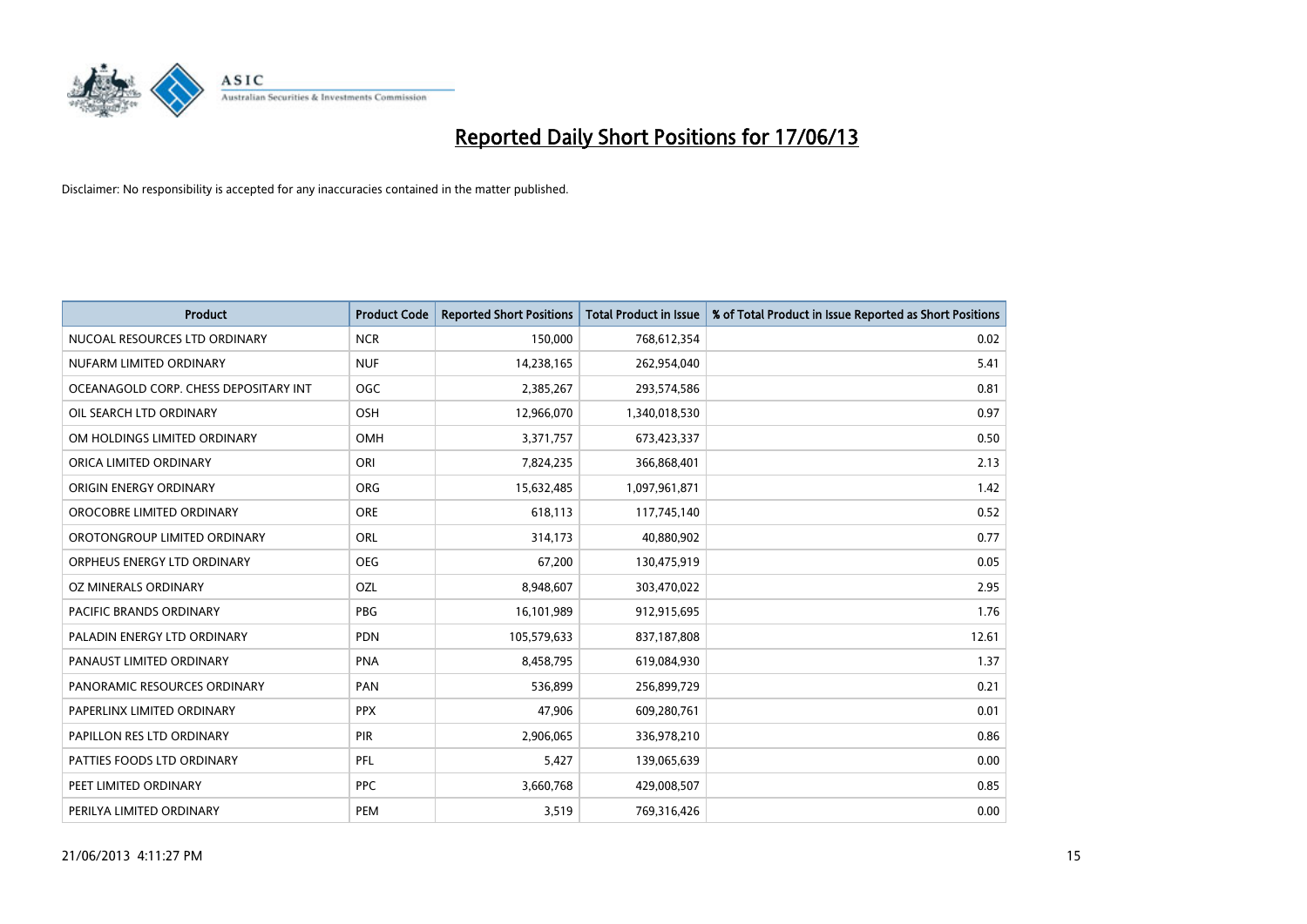# Reported Daily Short Positions for 17/06/13

Disclaimer: No responsibility is accepted for any inaccuracies contained in the matter published.

| Product | Product Code | Reported Short Positions | Total Product in Issue | % of Total Product in Issue Reported as Short Positions |
|---|---|---|---|---|
| NUCOAL RESOURCES LTD ORDINARY | NCR | 150,000 | 768,612,354 | 0.02 |
| NUFARM LIMITED ORDINARY | NUF | 14,238,165 | 262,954,040 | 5.41 |
| OCEANAGOLD CORP. CHESS DEPOSITARY INT | OGC | 2,385,267 | 293,574,586 | 0.81 |
| OIL SEARCH LTD ORDINARY | OSH | 12,966,070 | 1,340,018,530 | 0.97 |
| OM HOLDINGS LIMITED ORDINARY | OMH | 3,371,757 | 673,423,337 | 0.50 |
| ORICA LIMITED ORDINARY | ORI | 7,824,235 | 366,868,401 | 2.13 |
| ORIGIN ENERGY ORDINARY | ORG | 15,632,485 | 1,097,961,871 | 1.42 |
| OROCOBRE LIMITED ORDINARY | ORE | 618,113 | 117,745,140 | 0.52 |
| OROTONGROUP LIMITED ORDINARY | ORL | 314,173 | 40,880,902 | 0.77 |
| ORPHEUS ENERGY LTD ORDINARY | OEG | 67,200 | 130,475,919 | 0.05 |
| OZ MINERALS ORDINARY | OZL | 8,948,607 | 303,470,022 | 2.95 |
| PACIFIC BRANDS ORDINARY | PBG | 16,101,989 | 912,915,695 | 1.76 |
| PALADIN ENERGY LTD ORDINARY | PDN | 105,579,633 | 837,187,808 | 12.61 |
| PANAUST LIMITED ORDINARY | PNA | 8,458,795 | 619,084,930 | 1.37 |
| PANORAMIC RESOURCES ORDINARY | PAN | 536,899 | 256,899,729 | 0.21 |
| PAPERLINX LIMITED ORDINARY | PPX | 47,906 | 609,280,761 | 0.01 |
| PAPILLON RES LTD ORDINARY | PIR | 2,906,065 | 336,978,210 | 0.86 |
| PATTIES FOODS LTD ORDINARY | PFL | 5,427 | 139,065,639 | 0.00 |
| PEET LIMITED ORDINARY | PPC | 3,660,768 | 429,008,507 | 0.85 |
| PERILYA LIMITED ORDINARY | PEM | 3,519 | 769,316,426 | 0.00 |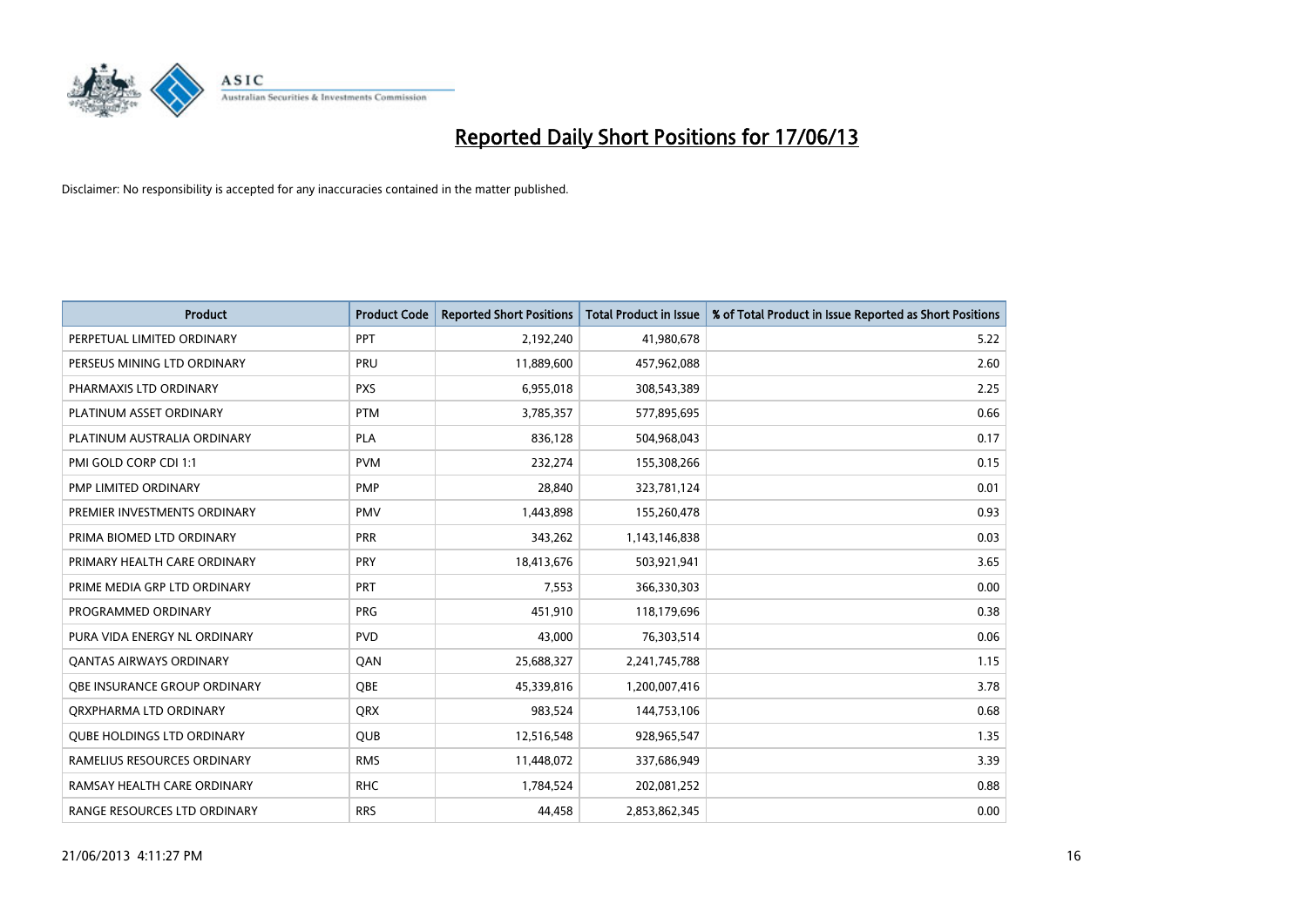# Reported Daily Short Positions for 17/06/13

Disclaimer: No responsibility is accepted for any inaccuracies contained in the matter published.

| Product | Product Code | Reported Short Positions | Total Product in Issue | % of Total Product in Issue Reported as Short Positions |
|---|---|---|---|---|
| PERPETUAL LIMITED ORDINARY | PPT | 2,192,240 | 41,980,678 | 5.22 |
| PERSEUS MINING LTD ORDINARY | PRU | 11,889,600 | 457,962,088 | 2.60 |
| PHARMAXIS LTD ORDINARY | PXS | 6,955,018 | 308,543,389 | 2.25 |
| PLATINUM ASSET ORDINARY | PTM | 3,785,357 | 577,895,695 | 0.66 |
| PLATINUM AUSTRALIA ORDINARY | PLA | 836,128 | 504,968,043 | 0.17 |
| PMI GOLD CORP CDI 1:1 | PVM | 232,274 | 155,308,266 | 0.15 |
| PMP LIMITED ORDINARY | PMP | 28,840 | 323,781,124 | 0.01 |
| PREMIER INVESTMENTS ORDINARY | PMV | 1,443,898 | 155,260,478 | 0.93 |
| PRIMA BIOMED LTD ORDINARY | PRR | 343,262 | 1,143,146,838 | 0.03 |
| PRIMARY HEALTH CARE ORDINARY | PRY | 18,413,676 | 503,921,941 | 3.65 |
| PRIME MEDIA GRP LTD ORDINARY | PRT | 7,553 | 366,330,303 | 0.00 |
| PROGRAMMED ORDINARY | PRG | 451,910 | 118,179,696 | 0.38 |
| PURA VIDA ENERGY NL ORDINARY | PVD | 43,000 | 76,303,514 | 0.06 |
| QANTAS AIRWAYS ORDINARY | QAN | 25,688,327 | 2,241,745,788 | 1.15 |
| QBE INSURANCE GROUP ORDINARY | QBE | 45,339,816 | 1,200,007,416 | 3.78 |
| QRXPHARMA LTD ORDINARY | QRX | 983,524 | 144,753,106 | 0.68 |
| QUBE HOLDINGS LTD ORDINARY | QUB | 12,516,548 | 928,965,547 | 1.35 |
| RAMELIUS RESOURCES ORDINARY | RMS | 11,448,072 | 337,686,949 | 3.39 |
| RAMSAY HEALTH CARE ORDINARY | RHC | 1,784,524 | 202,081,252 | 0.88 |
| RANGE RESOURCES LTD ORDINARY | RRS | 44,458 | 2,853,862,345 | 0.00 |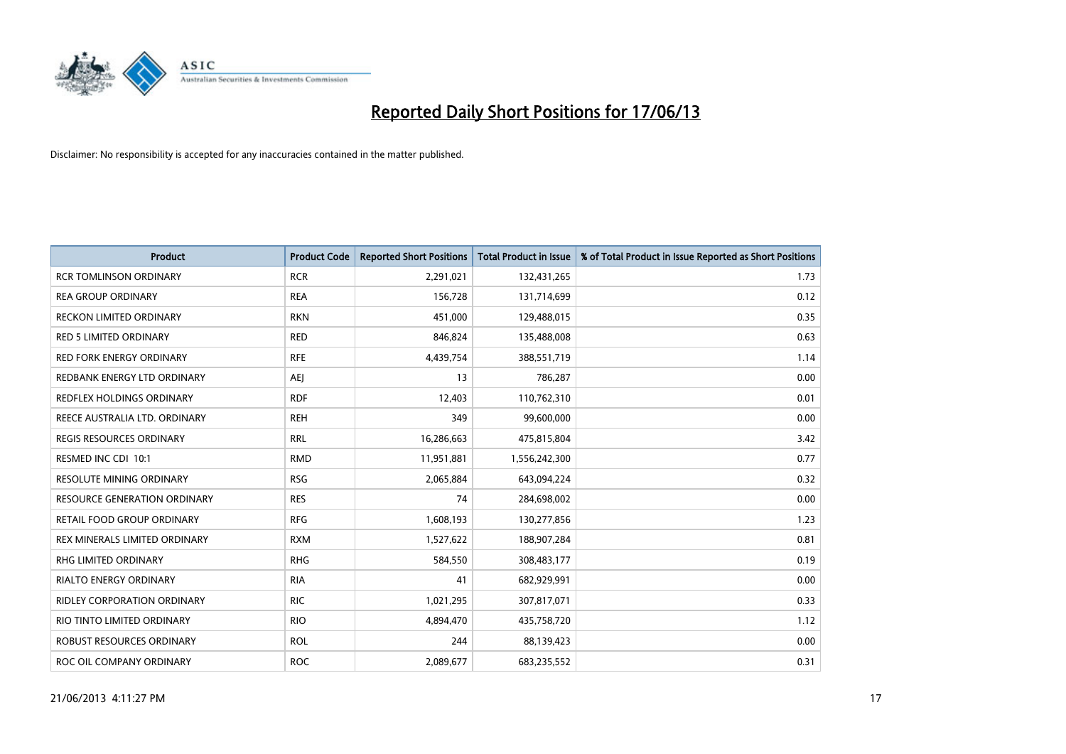# Reported Daily Short Positions for 17/06/13

Disclaimer: No responsibility is accepted for any inaccuracies contained in the matter published.

| Product | Product Code | Reported Short Positions | Total Product in Issue | % of Total Product in Issue Reported as Short Positions |
|---|---|---|---|---|
| RCR TOMLINSON ORDINARY | RCR | 2,291,021 | 132,431,265 | 1.73 |
| REA GROUP ORDINARY | REA | 156,728 | 131,714,699 | 0.12 |
| RECKON LIMITED ORDINARY | RKN | 451,000 | 129,488,015 | 0.35 |
| RED 5 LIMITED ORDINARY | RED | 846,824 | 135,488,008 | 0.63 |
| RED FORK ENERGY ORDINARY | RFE | 4,439,754 | 388,551,719 | 1.14 |
| REDBANK ENERGY LTD ORDINARY | AEJ | 13 | 786,287 | 0.00 |
| REDFLEX HOLDINGS ORDINARY | RDF | 12,403 | 110,762,310 | 0.01 |
| REECE AUSTRALIA LTD. ORDINARY | REH | 349 | 99,600,000 | 0.00 |
| REGIS RESOURCES ORDINARY | RRL | 16,286,663 | 475,815,804 | 3.42 |
| RESMED INC CDI 10:1 | RMD | 11,951,881 | 1,556,242,300 | 0.77 |
| RESOLUTE MINING ORDINARY | RSG | 2,065,884 | 643,094,224 | 0.32 |
| RESOURCE GENERATION ORDINARY | RES | 74 | 284,698,002 | 0.00 |
| RETAIL FOOD GROUP ORDINARY | RFG | 1,608,193 | 130,277,856 | 1.23 |
| REX MINERALS LIMITED ORDINARY | RXM | 1,527,622 | 188,907,284 | 0.81 |
| RHG LIMITED ORDINARY | RHG | 584,550 | 308,483,177 | 0.19 |
| RIALTO ENERGY ORDINARY | RIA | 41 | 682,929,991 | 0.00 |
| RIDLEY CORPORATION ORDINARY | RIC | 1,021,295 | 307,817,071 | 0.33 |
| RIO TINTO LIMITED ORDINARY | RIO | 4,894,470 | 435,758,720 | 1.12 |
| ROBUST RESOURCES ORDINARY | ROL | 244 | 88,139,423 | 0.00 |
| ROC OIL COMPANY ORDINARY | ROC | 2,089,677 | 683,235,552 | 0.31 |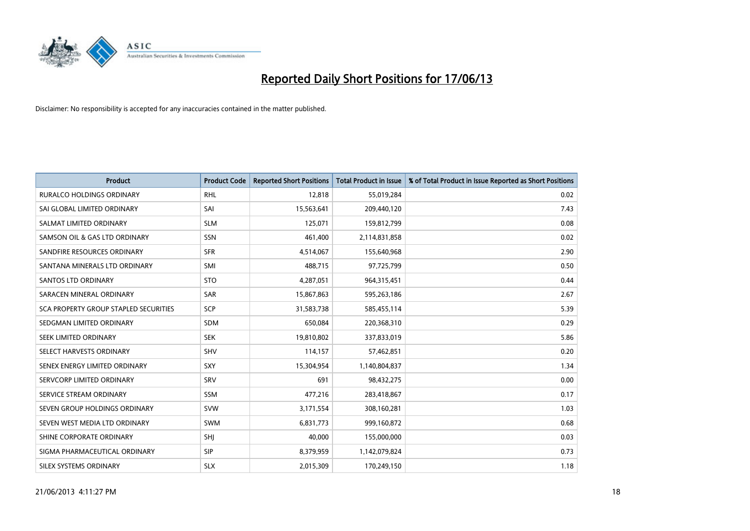# Reported Daily Short Positions for 17/06/13

Disclaimer: No responsibility is accepted for any inaccuracies contained in the matter published.

| Product | Product Code | Reported Short Positions | Total Product in Issue | % of Total Product in Issue Reported as Short Positions |
|---|---|---|---|---|
| RURALCO HOLDINGS ORDINARY | RHL | 12,818 | 55,019,284 | 0.02 |
| SAI GLOBAL LIMITED ORDINARY | SAI | 15,563,641 | 209,440,120 | 7.43 |
| SALMAT LIMITED ORDINARY | SLM | 125,071 | 159,812,799 | 0.08 |
| SAMSON OIL & GAS LTD ORDINARY | SSN | 461,400 | 2,114,831,858 | 0.02 |
| SANDFIRE RESOURCES ORDINARY | SFR | 4,514,067 | 155,640,968 | 2.90 |
| SANTANA MINERALS LTD ORDINARY | SMI | 488,715 | 97,725,799 | 0.50 |
| SANTOS LTD ORDINARY | STO | 4,287,051 | 964,315,451 | 0.44 |
| SARACEN MINERAL ORDINARY | SAR | 15,867,863 | 595,263,186 | 2.67 |
| SCA PROPERTY GROUP STAPLED SECURITIES | SCP | 31,583,738 | 585,455,114 | 5.39 |
| SEDGMAN LIMITED ORDINARY | SDM | 650,084 | 220,368,310 | 0.29 |
| SEEK LIMITED ORDINARY | SEK | 19,810,802 | 337,833,019 | 5.86 |
| SELECT HARVESTS ORDINARY | SHV | 114,157 | 57,462,851 | 0.20 |
| SENEX ENERGY LIMITED ORDINARY | SXY | 15,304,954 | 1,140,804,837 | 1.34 |
| SERVCORP LIMITED ORDINARY | SRV | 691 | 98,432,275 | 0.00 |
| SERVICE STREAM ORDINARY | SSM | 477,216 | 283,418,867 | 0.17 |
| SEVEN GROUP HOLDINGS ORDINARY | SVW | 3,171,554 | 308,160,281 | 1.03 |
| SEVEN WEST MEDIA LTD ORDINARY | SWM | 6,831,773 | 999,160,872 | 0.68 |
| SHINE CORPORATE ORDINARY | SHJ | 40,000 | 155,000,000 | 0.03 |
| SIGMA PHARMACEUTICAL ORDINARY | SIP | 8,379,959 | 1,142,079,824 | 0.73 |
| SILEX SYSTEMS ORDINARY | SLX | 2,015,309 | 170,249,150 | 1.18 |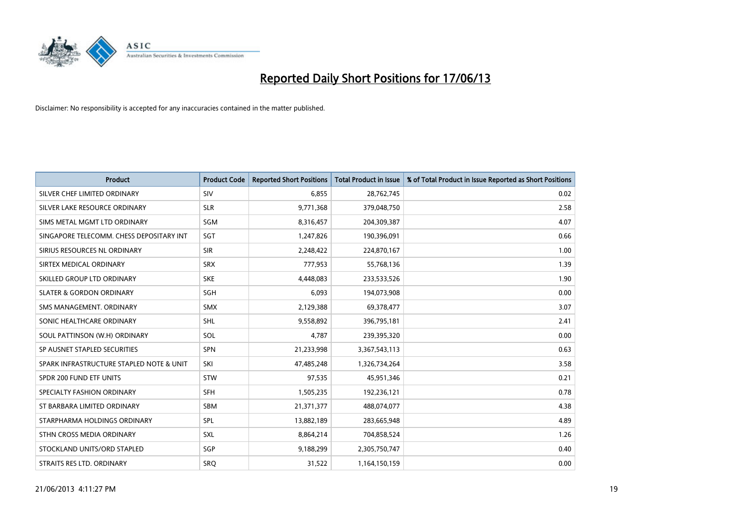# Reported Daily Short Positions for 17/06/13

Disclaimer: No responsibility is accepted for any inaccuracies contained in the matter published.

| Product | Product Code | Reported Short Positions | Total Product in Issue | % of Total Product in Issue Reported as Short Positions |
|---|---|---|---|---|
| SILVER CHEF LIMITED ORDINARY | SIV | 6,855 | 28,762,745 | 0.02 |
| SILVER LAKE RESOURCE ORDINARY | SLR | 9,771,368 | 379,048,750 | 2.58 |
| SIMS METAL MGMT LTD ORDINARY | SGM | 8,316,457 | 204,309,387 | 4.07 |
| SINGAPORE TELECOMM. CHESS DEPOSITARY INT | SGT | 1,247,826 | 190,396,091 | 0.66 |
| SIRIUS RESOURCES NL ORDINARY | SIR | 2,248,422 | 224,870,167 | 1.00 |
| SIRTEX MEDICAL ORDINARY | SRX | 777,953 | 55,768,136 | 1.39 |
| SKILLED GROUP LTD ORDINARY | SKE | 4,448,083 | 233,533,526 | 1.90 |
| SLATER & GORDON ORDINARY | SGH | 6,093 | 194,073,908 | 0.00 |
| SMS MANAGEMENT. ORDINARY | SMX | 2,129,388 | 69,378,477 | 3.07 |
| SONIC HEALTHCARE ORDINARY | SHL | 9,558,892 | 396,795,181 | 2.41 |
| SOUL PATTINSON (W.H) ORDINARY | SOL | 4,787 | 239,395,320 | 0.00 |
| SP AUSNET STAPLED SECURITIES | SPN | 21,233,998 | 3,367,543,113 | 0.63 |
| SPARK INFRASTRUCTURE STAPLED NOTE & UNIT | SKI | 47,485,248 | 1,326,734,264 | 3.58 |
| SPDR 200 FUND ETF UNITS | STW | 97,535 | 45,951,346 | 0.21 |
| SPECIALTY FASHION ORDINARY | SFH | 1,505,235 | 192,236,121 | 0.78 |
| ST BARBARA LIMITED ORDINARY | SBM | 21,371,377 | 488,074,077 | 4.38 |
| STARPHARMA HOLDINGS ORDINARY | SPL | 13,882,189 | 283,665,948 | 4.89 |
| STHN CROSS MEDIA ORDINARY | SXL | 8,864,214 | 704,858,524 | 1.26 |
| STOCKLAND UNITS/ORD STAPLED | SGP | 9,188,299 | 2,305,750,747 | 0.40 |
| STRAITS RES LTD. ORDINARY | SRQ | 31,522 | 1,164,150,159 | 0.00 |

21/06/2013 4:11:27 PM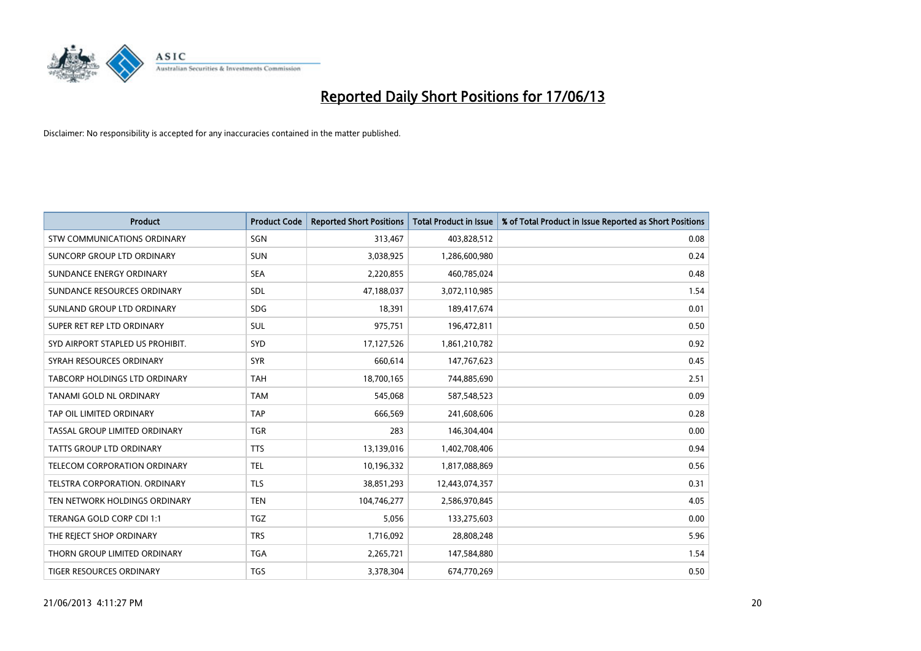# Reported Daily Short Positions for 17/06/13

Disclaimer: No responsibility is accepted for any inaccuracies contained in the matter published.

| Product | Product Code | Reported Short Positions | Total Product in Issue | % of Total Product in Issue Reported as Short Positions |
|---|---|---|---|---|
| STW COMMUNICATIONS ORDINARY | SGN | 313,467 | 403,828,512 | 0.08 |
| SUNCORP GROUP LTD ORDINARY | SUN | 3,038,925 | 1,286,600,980 | 0.24 |
| SUNDANCE ENERGY ORDINARY | SEA | 2,220,855 | 460,785,024 | 0.48 |
| SUNDANCE RESOURCES ORDINARY | SDL | 47,188,037 | 3,072,110,985 | 1.54 |
| SUNLAND GROUP LTD ORDINARY | SDG | 18,391 | 189,417,674 | 0.01 |
| SUPER RET REP LTD ORDINARY | SUL | 975,751 | 196,472,811 | 0.50 |
| SYD AIRPORT STAPLED US PROHIBIT. | SYD | 17,127,526 | 1,861,210,782 | 0.92 |
| SYRAH RESOURCES ORDINARY | SYR | 660,614 | 147,767,623 | 0.45 |
| TABCORP HOLDINGS LTD ORDINARY | TAH | 18,700,165 | 744,885,690 | 2.51 |
| TANAMI GOLD NL ORDINARY | TAM | 545,068 | 587,548,523 | 0.09 |
| TAP OIL LIMITED ORDINARY | TAP | 666,569 | 241,608,606 | 0.28 |
| TASSAL GROUP LIMITED ORDINARY | TGR | 283 | 146,304,404 | 0.00 |
| TATTS GROUP LTD ORDINARY | TTS | 13,139,016 | 1,402,708,406 | 0.94 |
| TELECOM CORPORATION ORDINARY | TEL | 10,196,332 | 1,817,088,869 | 0.56 |
| TELSTRA CORPORATION. ORDINARY | TLS | 38,851,293 | 12,443,074,357 | 0.31 |
| TEN NETWORK HOLDINGS ORDINARY | TEN | 104,746,277 | 2,586,970,845 | 4.05 |
| TERANGA GOLD CORP CDI 1:1 | TGZ | 5,056 | 133,275,603 | 0.00 |
| THE REJECT SHOP ORDINARY | TRS | 1,716,092 | 28,808,248 | 5.96 |
| THORN GROUP LIMITED ORDINARY | TGA | 2,265,721 | 147,584,880 | 1.54 |
| TIGER RESOURCES ORDINARY | TGS | 3,378,304 | 674,770,269 | 0.50 |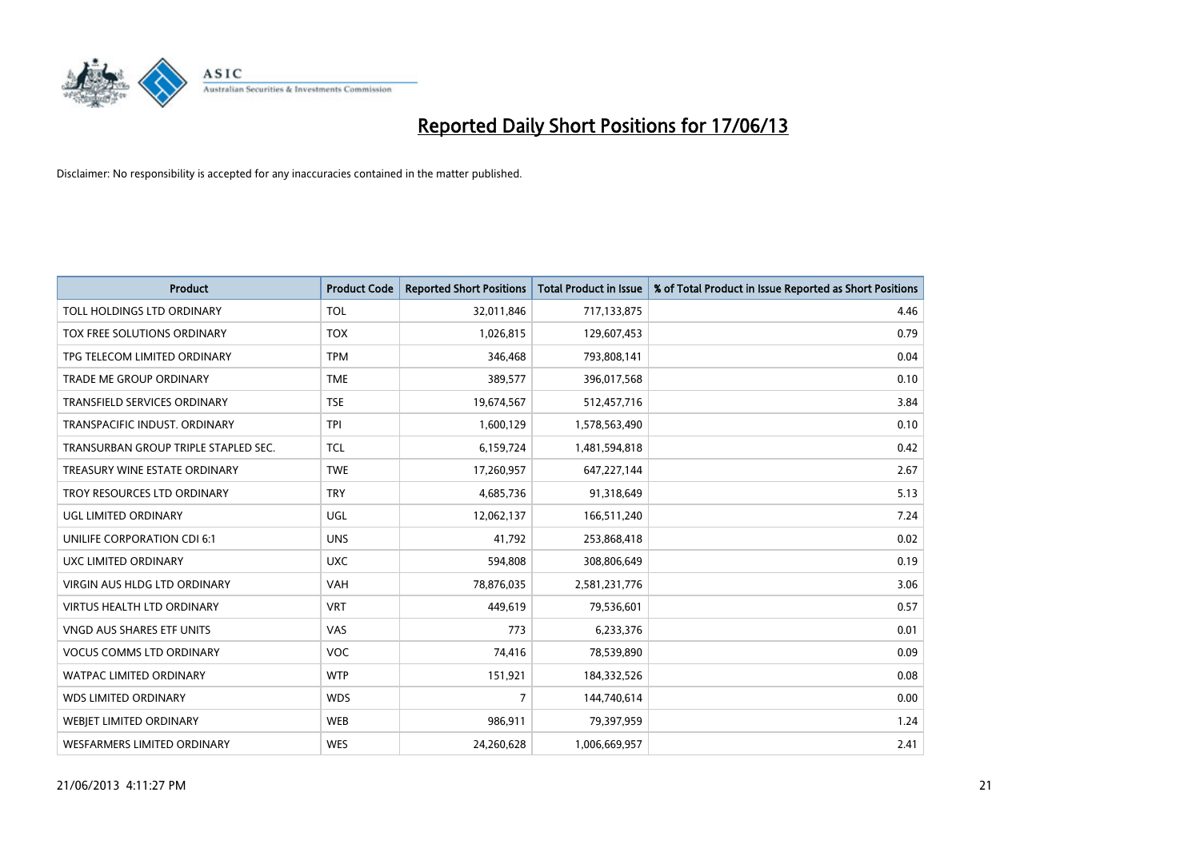# Reported Daily Short Positions for 17/06/13

Disclaimer: No responsibility is accepted for any inaccuracies contained in the matter published.

| Product | Product Code | Reported Short Positions | Total Product in Issue | % of Total Product in Issue Reported as Short Positions |
|---|---|---|---|---|
| TOLL HOLDINGS LTD ORDINARY | TOL | 32,011,846 | 717,133,875 | 4.46 |
| TOX FREE SOLUTIONS ORDINARY | TOX | 1,026,815 | 129,607,453 | 0.79 |
| TPG TELECOM LIMITED ORDINARY | TPM | 346,468 | 793,808,141 | 0.04 |
| TRADE ME GROUP ORDINARY | TME | 389,577 | 396,017,568 | 0.10 |
| TRANSFIELD SERVICES ORDINARY | TSE | 19,674,567 | 512,457,716 | 3.84 |
| TRANSPACIFIC INDUST. ORDINARY | TPI | 1,600,129 | 1,578,563,490 | 0.10 |
| TRANSURBAN GROUP TRIPLE STAPLED SEC. | TCL | 6,159,724 | 1,481,594,818 | 0.42 |
| TREASURY WINE ESTATE ORDINARY | TWE | 17,260,957 | 647,227,144 | 2.67 |
| TROY RESOURCES LTD ORDINARY | TRY | 4,685,736 | 91,318,649 | 5.13 |
| UGL LIMITED ORDINARY | UGL | 12,062,137 | 166,511,240 | 7.24 |
| UNILIFE CORPORATION CDI 6:1 | UNS | 41,792 | 253,868,418 | 0.02 |
| UXC LIMITED ORDINARY | UXC | 594,808 | 308,806,649 | 0.19 |
| VIRGIN AUS HLDG LTD ORDINARY | VAH | 78,876,035 | 2,581,231,776 | 3.06 |
| VIRTUS HEALTH LTD ORDINARY | VRT | 449,619 | 79,536,601 | 0.57 |
| VNGD AUS SHARES ETF UNITS | VAS | 773 | 6,233,376 | 0.01 |
| VOCUS COMMS LTD ORDINARY | VOC | 74,416 | 78,539,890 | 0.09 |
| WATPAC LIMITED ORDINARY | WTP | 151,921 | 184,332,526 | 0.08 |
| WDS LIMITED ORDINARY | WDS | 7 | 144,740,614 | 0.00 |
| WEBJET LIMITED ORDINARY | WEB | 986,911 | 79,397,959 | 1.24 |
| WESFARMERS LIMITED ORDINARY | WES | 24,260,628 | 1,006,669,957 | 2.41 |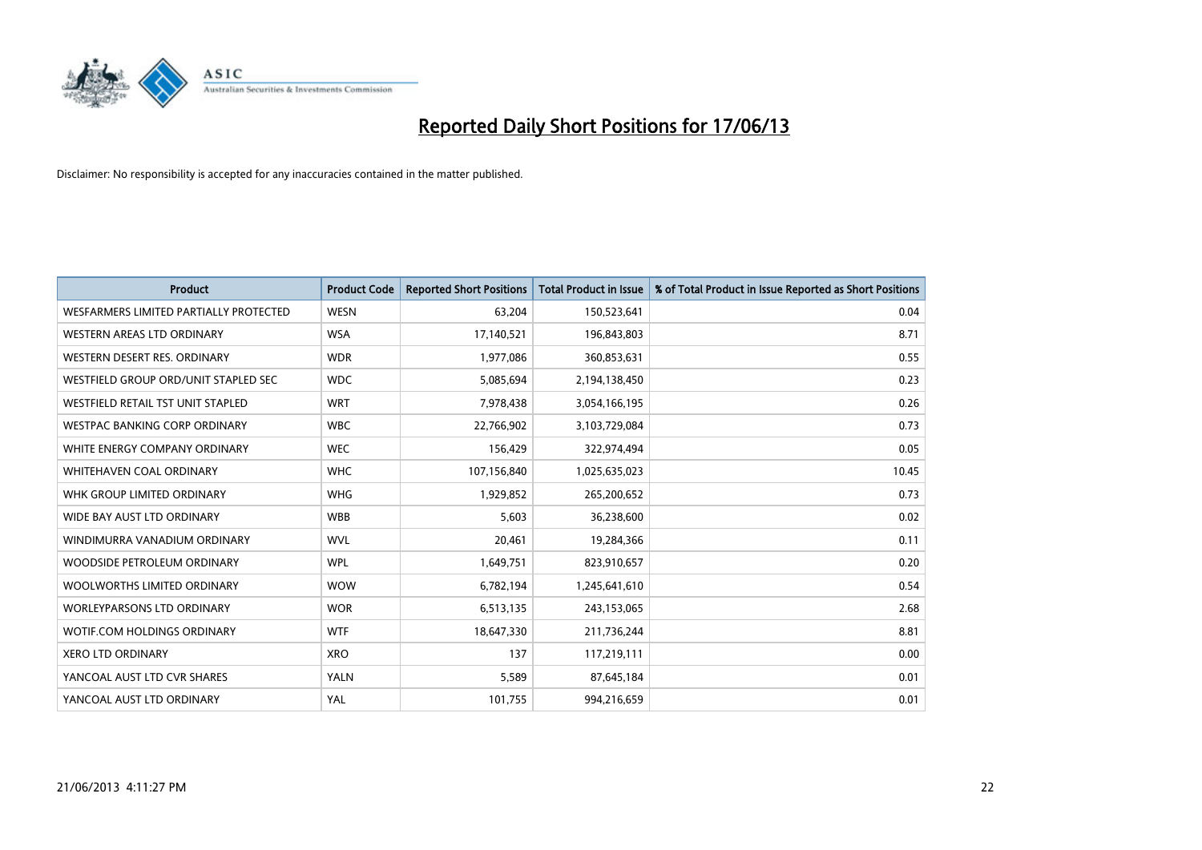# Reported Daily Short Positions for 17/06/13

Disclaimer: No responsibility is accepted for any inaccuracies contained in the matter published.

| Product | Product Code | Reported Short Positions | Total Product in Issue | % of Total Product in Issue Reported as Short Positions |
|---|---|---|---|---|
| WESFARMERS LIMITED PARTIALLY PROTECTED | WESN | 63,204 | 150,523,641 | 0.04 |
| WESTERN AREAS LTD ORDINARY | WSA | 17,140,521 | 196,843,803 | 8.71 |
| WESTERN DESERT RES. ORDINARY | WDR | 1,977,086 | 360,853,631 | 0.55 |
| WESTFIELD GROUP ORD/UNIT STAPLED SEC | WDC | 5,085,694 | 2,194,138,450 | 0.23 |
| WESTFIELD RETAIL TST UNIT STAPLED | WRT | 7,978,438 | 3,054,166,195 | 0.26 |
| WESTPAC BANKING CORP ORDINARY | WBC | 22,766,902 | 3,103,729,084 | 0.73 |
| WHITE ENERGY COMPANY ORDINARY | WEC | 156,429 | 322,974,494 | 0.05 |
| WHITEHAVEN COAL ORDINARY | WHC | 107,156,840 | 1,025,635,023 | 10.45 |
| WHK GROUP LIMITED ORDINARY | WHG | 1,929,852 | 265,200,652 | 0.73 |
| WIDE BAY AUST LTD ORDINARY | WBB | 5,603 | 36,238,600 | 0.02 |
| WINDIMURRA VANADIUM ORDINARY | WVL | 20,461 | 19,284,366 | 0.11 |
| WOODSIDE PETROLEUM ORDINARY | WPL | 1,649,751 | 823,910,657 | 0.20 |
| WOOLWORTHS LIMITED ORDINARY | WOW | 6,782,194 | 1,245,641,610 | 0.54 |
| WORLEYPARSONS LTD ORDINARY | WOR | 6,513,135 | 243,153,065 | 2.68 |
| WOTIF.COM HOLDINGS ORDINARY | WTF | 18,647,330 | 211,736,244 | 8.81 |
| XERO LTD ORDINARY | XRO | 137 | 117,219,111 | 0.00 |
| YANCOAL AUST LTD CVR SHARES | YALN | 5,589 | 87,645,184 | 0.01 |
| YANCOAL AUST LTD ORDINARY | YAL | 101,755 | 994,216,659 | 0.01 |

21/06/2013 4:11:27 PM